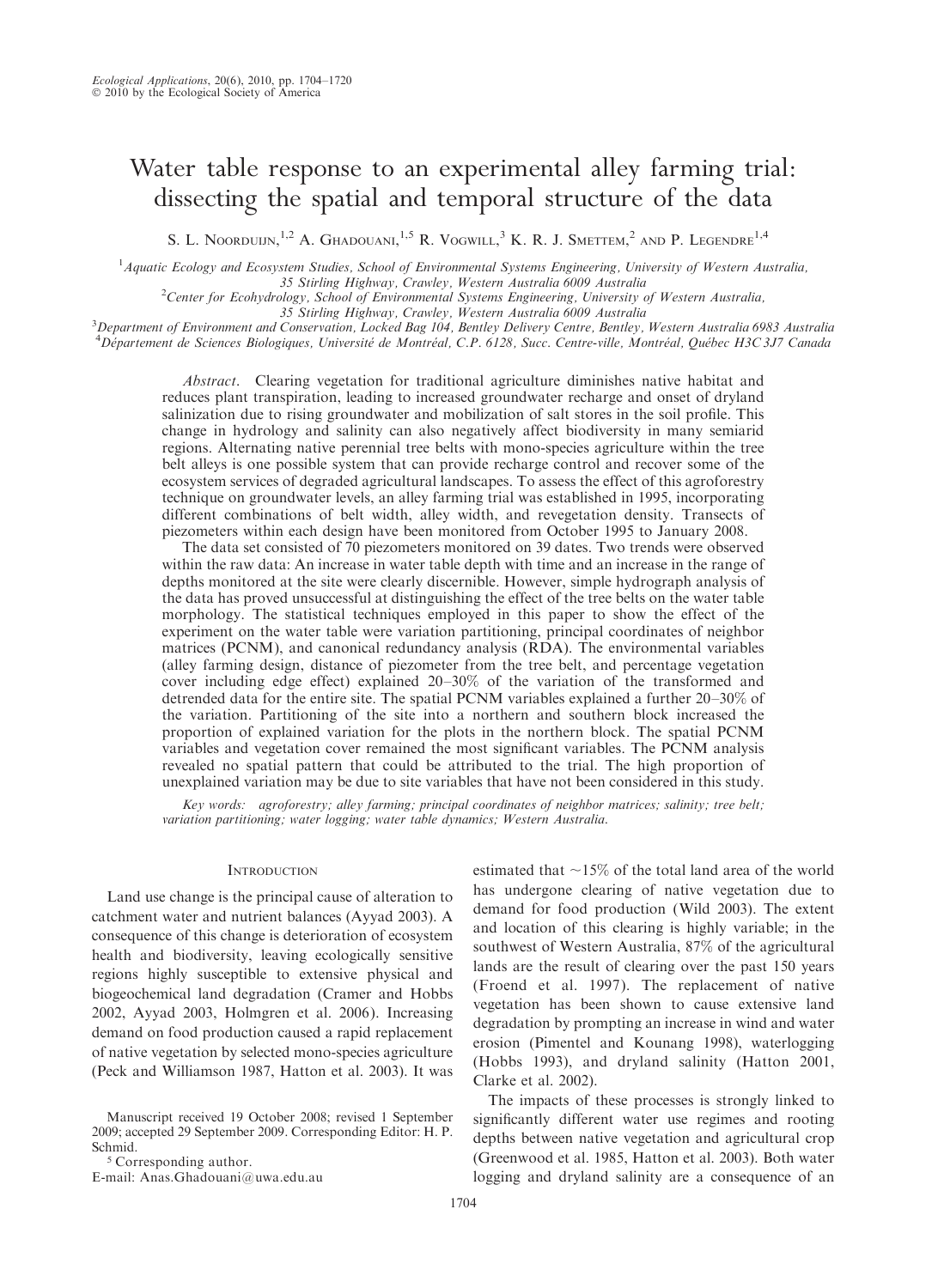# Water table response to an experimental alley farming trial: dissecting the spatial and temporal structure of the data

S. L. Noorduijn,[1,2] A. Ghadouani,[1,5] R. Vogwill,[3] K. R. J. Smettem,[2] and P. Legendre[1,4]

[1]Aquatic Ecology and Ecosystem Studies, School of Environmental Systems Engineering, University of Western Australia, 35 Stirling Highway, Crawley, Western Australia 6009 Australia

[2]Center for Ecohydrology, School of Environmental Systems Engineering, University of Western Australia, 35 Stirling Highway, Crawley, Western Australia 6009 Australia

[3]Department of Environment and Conservation, Locked Bag 104, Bentley Delivery Centre, Bentley, Western Australia 6983 Australia

[4]Département de Sciences Biologiques, Université de Montréal, C.P. 6128, Succ. Centre-ville, Montréal, Québec H3C 3J7 Canada

*Abstract*. Clearing vegetation for traditional agriculture diminishes native habitat and reduces plant transpiration, leading to increased groundwater recharge and onset of dryland salinization due to rising groundwater and mobilization of salt stores in the soil profile. This change in hydrology and salinity can also negatively affect biodiversity in many semiarid regions. Alternating native perennial tree belts with mono-species agriculture within the tree belt alleys is one possible system that can provide recharge control and recover some of the ecosystem services of degraded agricultural landscapes. To assess the effect of this agroforestry technique on groundwater levels, an alley farming trial was established in 1995, incorporating different combinations of belt width, alley width, and revegetation density. Transects of piezometers within each design have been monitored from October 1995 to January 2008.

The data set consisted of 70 piezometers monitored on 39 dates. Two trends were observed within the raw data: An increase in water table depth with time and an increase in the range of depths monitored at the site were clearly discernible. However, simple hydrograph analysis of the data has proved unsuccessful at distinguishing the effect of the tree belts on the water table morphology. The statistical techniques employed in this paper to show the effect of the experiment on the water table were variation partitioning, principal coordinates of neighbor matrices (PCNM), and canonical redundancy analysis (RDA). The environmental variables (alley farming design, distance of piezometer from the tree belt, and percentage vegetation cover including edge effect) explained 20–30% of the variation of the transformed and detrended data for the entire site. The spatial PCNM variables explained a further 20–30% of the variation. Partitioning of the site into a northern and southern block increased the proportion of explained variation for the plots in the northern block. The spatial PCNM variables and vegetation cover remained the most significant variables. The PCNM analysis revealed no spatial pattern that could be attributed to the trial. The high proportion of unexplained variation may be due to site variables that have not been considered in this study.

*Key words: agroforestry; alley farming; principal coordinates of neighbor matrices; salinity; tree belt; variation partitioning; water logging; water table dynamics; Western Australia.*

## Introduction

Land use change is the principal cause of alteration to catchment water and nutrient balances (Ayyad 2003). A consequence of this change is deterioration of ecosystem health and biodiversity, leaving ecologically sensitive regions highly susceptible to extensive physical and biogeochemical land degradation (Cramer and Hobbs 2002, Ayyad 2003, Holmgren et al. 2006). Increasing demand on food production caused a rapid replacement of native vegetation by selected mono-species agriculture (Peck and Williamson 1987, Hatton et al. 2003). It was estimated that ~15% of the total land area of the world has undergone clearing of native vegetation due to demand for food production (Wild 2003). The extent and location of this clearing is highly variable; in the southwest of Western Australia, 87% of the agricultural lands are the result of clearing over the past 150 years (Froend et al. 1997). The replacement of native vegetation has been shown to cause extensive land degradation by prompting an increase in wind and water erosion (Pimentel and Kounang 1998), waterlogging (Hobbs 1993), and dryland salinity (Hatton 2001, Clarke et al. 2002).

The impacts of these processes is strongly linked to significantly different water use regimes and rooting depths between native vegetation and agricultural crop (Greenwood et al. 1985, Hatton et al. 2003). Both water logging and dryland salinity are a consequence of an

Manuscript received 19 October 2008; revised 1 September 2009; accepted 29 September 2009. Corresponding Editor: H. P. Schmid.

[5] Corresponding author.

E-mail: Anas.Ghadouani@uwa.edu.au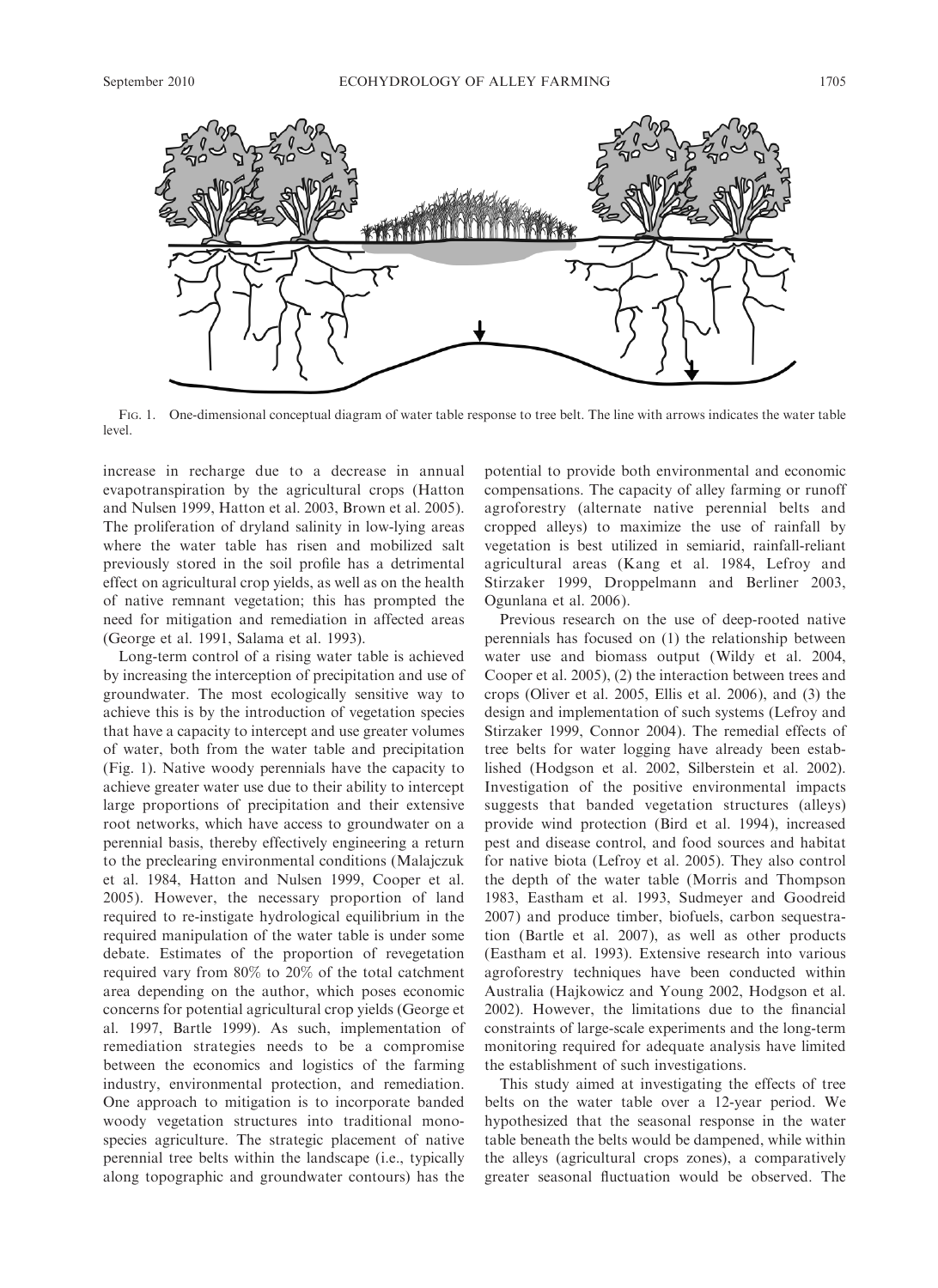FIG. 1. One-dimensional conceptual diagram of water table response to tree belt. The line with arrows indicates the water table level.

increase in recharge due to a decrease in annual evapotranspiration by the agricultural crops (Hatton and Nulsen 1999, Hatton et al. 2003, Brown et al. 2005). The proliferation of dryland salinity in low-lying areas where the water table has risen and mobilized salt previously stored in the soil profile has a detrimental effect on agricultural crop yields, as well as on the health of native remnant vegetation; this has prompted the need for mitigation and remediation in affected areas (George et al. 1991, Salama et al. 1993).

Long-term control of a rising water table is achieved by increasing the interception of precipitation and use of groundwater. The most ecologically sensitive way to achieve this is by the introduction of vegetation species that have a capacity to intercept and use greater volumes of water, both from the water table and precipitation (Fig. 1). Native woody perennials have the capacity to achieve greater water use due to their ability to intercept large proportions of precipitation and their extensive root networks, which have access to groundwater on a perennial basis, thereby effectively engineering a return to the preclearing environmental conditions (Malajczuk et al. 1984, Hatton and Nulsen 1999, Cooper et al. 2005). However, the necessary proportion of land required to re-instigate hydrological equilibrium in the required manipulation of the water table is under some debate. Estimates of the proportion of revegetation required vary from 80% to 20% of the total catchment area depending on the author, which poses economic concerns for potential agricultural crop yields (George et al. 1997, Bartle 1999). As such, implementation of remediation strategies needs to be a compromise between the economics and logistics of the farming industry, environmental protection, and remediation. One approach to mitigation is to incorporate banded woody vegetation structures into traditional monospecies agriculture. The strategic placement of native perennial tree belts within the landscape (i.e., typically along topographic and groundwater contours) has the potential to provide both environmental and economic compensations. The capacity of alley farming or runoff agroforestry (alternate native perennial belts and cropped alleys) to maximize the use of rainfall by vegetation is best utilized in semiarid, rainfall-reliant agricultural areas (Kang et al. 1984, Lefroy and Stirzaker 1999, Droppelmann and Berliner 2003, Ogunlana et al. 2006).

Previous research on the use of deep-rooted native perennials has focused on (1) the relationship between water use and biomass output (Wildy et al. 2004, Cooper et al. 2005), (2) the interaction between trees and crops (Oliver et al. 2005, Ellis et al. 2006), and (3) the design and implementation of such systems (Lefroy and Stirzaker 1999, Connor 2004). The remedial effects of tree belts for water logging have already been established (Hodgson et al. 2002, Silberstein et al. 2002). Investigation of the positive environmental impacts suggests that banded vegetation structures (alleys) provide wind protection (Bird et al. 1994), increased pest and disease control, and food sources and habitat for native biota (Lefroy et al. 2005). They also control the depth of the water table (Morris and Thompson 1983, Eastham et al. 1993, Sudmeyer and Goodreid 2007) and produce timber, biofuels, carbon sequestration (Bartle et al. 2007), as well as other products (Eastham et al. 1993). Extensive research into various agroforestry techniques have been conducted within Australia (Hajkowicz and Young 2002, Hodgson et al. 2002). However, the limitations due to the financial constraints of large-scale experiments and the long-term monitoring required for adequate analysis have limited the establishment of such investigations.

This study aimed at investigating the effects of tree belts on the water table over a 12-year period. We hypothesized that the seasonal response in the water table beneath the belts would be dampened, while within the alleys (agricultural crops zones), a comparatively greater seasonal fluctuation would be observed. The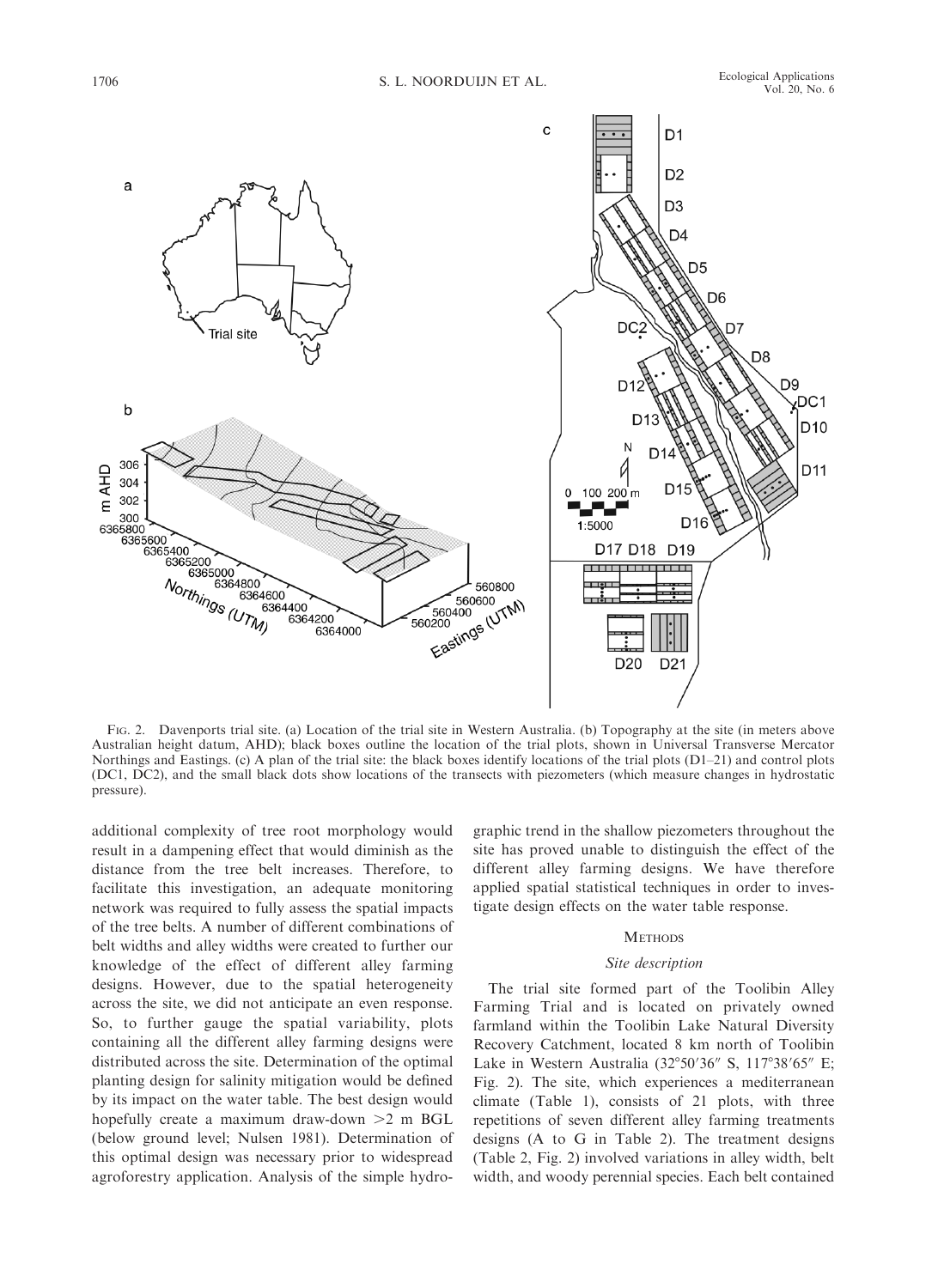a

Trial site

b

306
304
302
300
m AHD
6365800
6365600
6365400
6365200
6365000
6364800
6364600
6364400
6364200
6364000
Northings (UTM)
560200
560400
560600
560800
Eastings (UTM)

c

D1
D2
D3
D4
D5
D6
DC2
D7
D8
D12
D9
DC1
D13
D10
N
D14
D11
0 100 200 m
1:5000
D15
D16
D17 D18 D19
D20 D21

FIG. 2. Davenports trial site. (a) Location of the trial site in Western Australia. (b) Topography at the site (in meters above Australian height datum, AHD); black boxes outline the location of the trial plots, shown in Universal Transverse Mercator Northings and Eastings. (c) A plan of the trial site: the black boxes identify locations of the trial plots (D1–21) and control plots (DC1, DC2), and the small black dots show locations of the transects with piezometers (which measure changes in hydrostatic pressure).

additional complexity of tree root morphology would result in a dampening effect that would diminish as the distance from the tree belt increases. Therefore, to facilitate this investigation, an adequate monitoring network was required to fully assess the spatial impacts of the tree belts. A number of different combinations of belt widths and alley widths were created to further our knowledge of the effect of different alley farming designs. However, due to the spatial heterogeneity across the site, we did not anticipate an even response. So, to further gauge the spatial variability, plots containing all the different alley farming designs were distributed across the site. Determination of the optimal planting design for salinity mitigation would be defined by its impact on the water table. The best design would hopefully create a maximum draw-down >2 m BGL (below ground level; Nulsen 1981). Determination of this optimal design was necessary prior to widespread agroforestry application. Analysis of the simple hydrographic trend in the shallow piezometers throughout the site has proved unable to distinguish the effect of the different alley farming designs. We have therefore applied spatial statistical techniques in order to investigate design effects on the water table response.

## METHODS

### Site description

The trial site formed part of the Toolibin Alley Farming Trial and is located on privately owned farmland within the Toolibin Lake Natural Diversity Recovery Catchment, located 8 km north of Toolibin Lake in Western Australia (32°50′36″ S, 117°38′65″ E; Fig. 2). The site, which experiences a mediterranean climate (Table 1), consists of 21 plots, with three repetitions of seven different alley farming treatments designs (A to G in Table 2). The treatment designs (Table 2, Fig. 2) involved variations in alley width, belt width, and woody perennial species. Each belt contained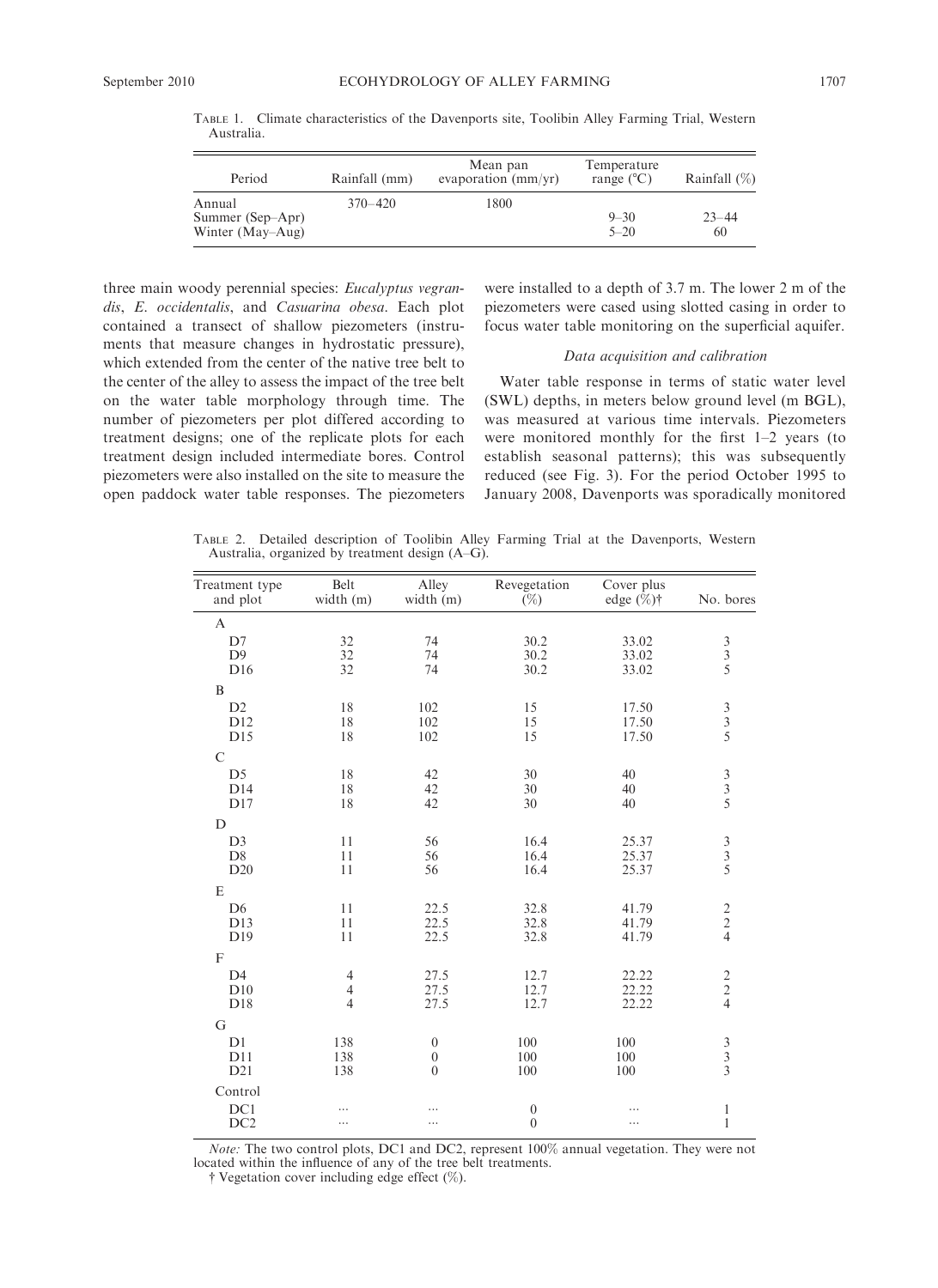TABLE 1. Climate characteristics of the Davenports site, Toolibin Alley Farming Trial, Western Australia.

| Period | Rainfall (mm) | Mean pan evaporation (mm/yr) | Temperature range (°C) | Rainfall (%) |
|---|---|---|---|---|
| Annual | 370–420 | 1800 | | |
| Summer (Sep–Apr) | | | 9–30 | 23–44 |
| Winter (May–Aug) | | | 5–20 | 60 |

three main woody perennial species: *Eucalyptus vegrandis*, *E. occidentalis*, and *Casuarina obesa*. Each plot contained a transect of shallow piezometers (instruments that measure changes in hydrostatic pressure), which extended from the center of the native tree belt to the center of the alley to assess the impact of the tree belt on the water table morphology through time. The number of piezometers per plot differed according to treatment designs; one of the replicate plots for each treatment design included intermediate bores. Control piezometers were also installed on the site to measure the open paddock water table responses. The piezometers were installed to a depth of 3.7 m. The lower 2 m of the piezometers were cased using slotted casing in order to focus water table monitoring on the superficial aquifer.

### *Data acquisition and calibration*

Water table response in terms of static water level (SWL) depths, in meters below ground level (m BGL), was measured at various time intervals. Piezometers were monitored monthly for the first 1–2 years (to establish seasonal patterns); this was subsequently reduced (see Fig. 3). For the period October 1995 to January 2008, Davenports was sporadically monitored

TABLE 2. Detailed description of Toolibin Alley Farming Trial at the Davenports, Western Australia, organized by treatment design (A–G).

| Treatment type and plot | Belt width (m) | Alley width (m) | Revegetation (%) | Cover plus edge (%)† | No. bores |
|---|---|---|---|---|---|
| A | | | | | |
| D7 | 32 | 74 | 30.2 | 33.02 | 3 |
| D9 | 32 | 74 | 30.2 | 33.02 | 3 |
| D16 | 32 | 74 | 30.2 | 33.02 | 5 |
| B | | | | | |
| D2 | 18 | 102 | 15 | 17.50 | 3 |
| D12 | 18 | 102 | 15 | 17.50 | 3 |
| D15 | 18 | 102 | 15 | 17.50 | 5 |
| C | | | | | |
| D5 | 18 | 42 | 30 | 40 | 3 |
| D14 | 18 | 42 | 30 | 40 | 3 |
| D17 | 18 | 42 | 30 | 40 | 5 |
| D | | | | | |
| D3 | 11 | 56 | 16.4 | 25.37 | 3 |
| D8 | 11 | 56 | 16.4 | 25.37 | 3 |
| D20 | 11 | 56 | 16.4 | 25.37 | 5 |
| E | | | | | |
| D6 | 11 | 22.5 | 32.8 | 41.79 | 2 |
| D13 | 11 | 22.5 | 32.8 | 41.79 | 2 |
| D19 | 11 | 22.5 | 32.8 | 41.79 | 4 |
| F | | | | | |
| D4 | 4 | 27.5 | 12.7 | 22.22 | 2 |
| D10 | 4 | 27.5 | 12.7 | 22.22 | 2 |
| D18 | 4 | 27.5 | 12.7 | 22.22 | 4 |
| G | | | | | |
| D1 | 138 | 0 | 100 | 100 | 3 |
| D11 | 138 | 0 | 100 | 100 | 3 |
| D21 | 138 | 0 | 100 | 100 | 3 |
| Control | | | | | |
| DC1 | ... | ... | 0 | ... | 1 |
| DC2 | ... | ... | 0 | ... | 1 |

*Note:* The two control plots, DC1 and DC2, represent 100% annual vegetation. They were not located within the influence of any of the tree belt treatments.

† Vegetation cover including edge effect (%).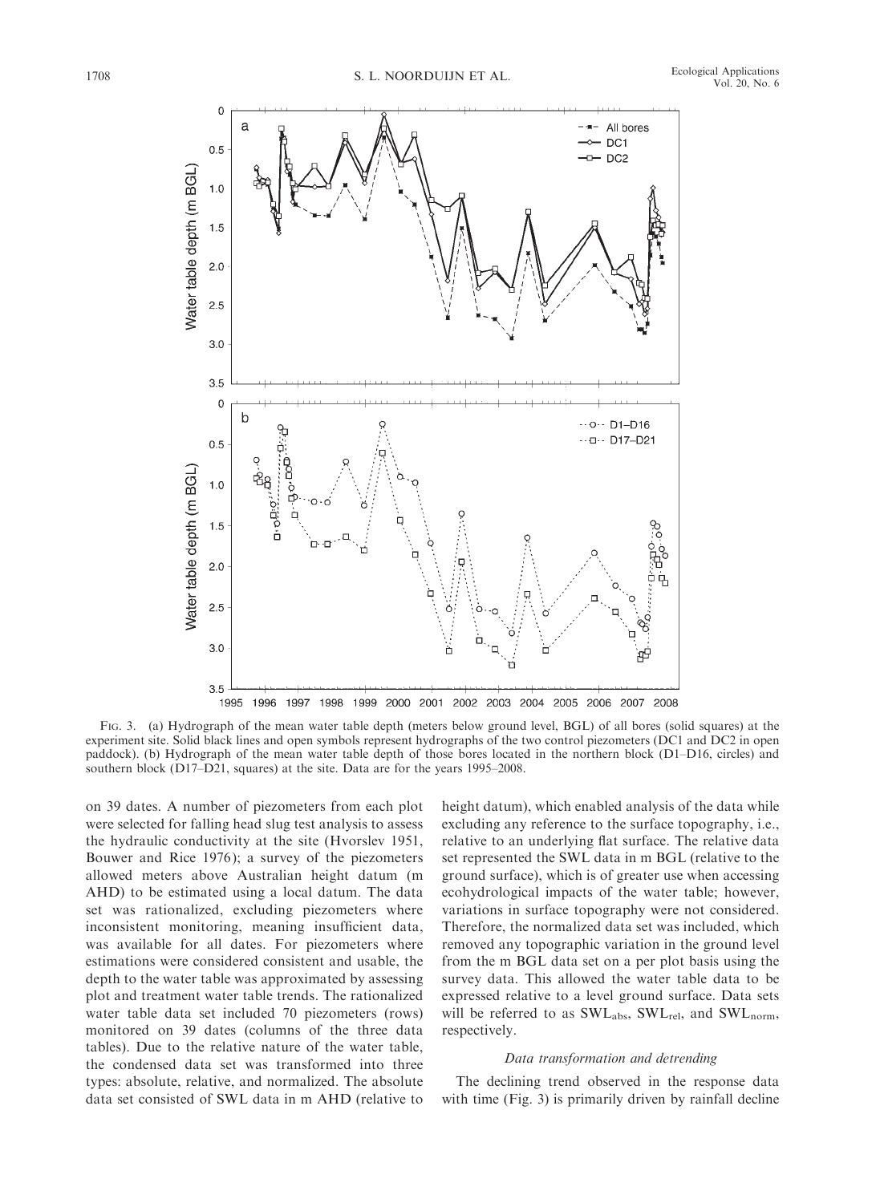a

Water table depth (m BGL)

0
0.5
1.0
1.5
2.0
2.5
3.0
3.5

All bores
DC1
DC2

b

Water table depth (m BGL)

0
0.5
1.0
1.5
2.0
2.5
3.0
3.5

D1–D16
D17–D21

1995 1996 1997 1998 1999 2000 2001 2002 2003 2004 2005 2006 2007 2008

Fig. 3. (a) Hydrograph of the mean water table depth (meters below ground level, BGL) of all bores (solid squares) at the experiment site. Solid black lines and open symbols represent hydrographs of the two control piezometers (DC1 and DC2 in open paddock). (b) Hydrograph of the mean water table depth of those bores located in the northern block (D1–D16, circles) and southern block (D17–D21, squares) at the site. Data are for the years 1995–2008.

on 39 dates. A number of piezometers from each plot were selected for falling head slug test analysis to assess the hydraulic conductivity at the site (Hvorslev 1951, Bouwer and Rice 1976); a survey of the piezometers allowed meters above Australian height datum (m AHD) to be estimated using a local datum. The data set was rationalized, excluding piezometers where inconsistent monitoring, meaning insufficient data, was available for all dates. For piezometers where estimations were considered consistent and usable, the depth to the water table was approximated by assessing plot and treatment water table trends. The rationalized water table data set included 70 piezometers (rows) monitored on 39 dates (columns of the three data tables). Due to the relative nature of the water table, the condensed data set was transformed into three types: absolute, relative, and normalized. The absolute data set consisted of SWL data in m AHD (relative to height datum), which enabled analysis of the data while excluding any reference to the surface topography, i.e., relative to an underlying flat surface. The relative data set represented the SWL data in m BGL (relative to the ground surface), which is of greater use when accessing ecohydrological impacts of the water table; however, variations in surface topography were not considered. Therefore, the normalized data set was included, which removed any topographic variation in the ground level from the m BGL data set on a per plot basis using the survey data. This allowed the water table data to be expressed relative to a level ground surface. Data sets will be referred to as $SWL_{abs}$, $SWL_{rel}$, and $SWL_{norm}$, respectively.

### *Data transformation and detrending*

The declining trend observed in the response data with time (Fig. 3) is primarily driven by rainfall decline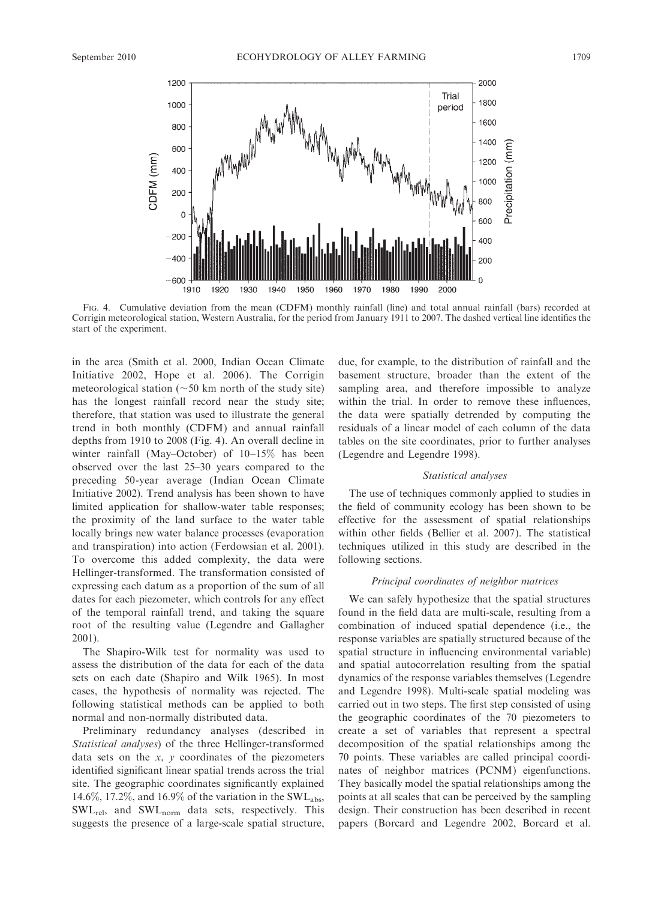1200

1000

800

600

400

200

0

−200

−400

−600

CDFM (mm)

2000

1800

1600

1400

1200

1000

800

600

400

200

0

Precipitation (mm)

Trial period

1910 1920 1930 1940 1950 1960 1970 1980 1990 2000

FIG. 4. Cumulative deviation from the mean (CDFM) monthly rainfall (line) and total annual rainfall (bars) recorded at Corrigin meteorological station, Western Australia, for the period from January 1911 to 2007. The dashed vertical line identifies the start of the experiment.

in the area (Smith et al. 2000, Indian Ocean Climate Initiative 2002, Hope et al. 2006). The Corrigin meteorological station (~50 km north of the study site) has the longest rainfall record near the study site; therefore, that station was used to illustrate the general trend in both monthly (CDFM) and annual rainfall depths from 1910 to 2008 (Fig. 4). An overall decline in winter rainfall (May–October) of 10–15% has been observed over the last 25–30 years compared to the preceding 50-year average (Indian Ocean Climate Initiative 2002). Trend analysis has been shown to have limited application for shallow-water table responses; the proximity of the land surface to the water table locally brings new water balance processes (evaporation and transpiration) into action (Ferdowsian et al. 2001). To overcome this added complexity, the data were Hellinger-transformed. The transformation consisted of expressing each datum as a proportion of the sum of all dates for each piezometer, which controls for any effect of the temporal rainfall trend, and taking the square root of the resulting value (Legendre and Gallagher 2001).

The Shapiro-Wilk test for normality was used to assess the distribution of the data for each of the data sets on each date (Shapiro and Wilk 1965). In most cases, the hypothesis of normality was rejected. The following statistical methods can be applied to both normal and non-normally distributed data.

Preliminary redundancy analyses (described in *Statistical analyses*) of the three Hellinger-transformed data sets on the $x$, $y$ coordinates of the piezometers identified significant linear spatial trends across the trial site. The geographic coordinates significantly explained 14.6%, 17.2%, and 16.9% of the variation in the $SWL_{abs}$, $SWL_{rel}$, and $SWL_{norm}$ data sets, respectively. This suggests the presence of a large-scale spatial structure, due, for example, to the distribution of rainfall and the basement structure, broader than the extent of the sampling area, and therefore impossible to analyze within the trial. In order to remove these influences, the data were spatially detrended by computing the residuals of a linear model of each column of the data tables on the site coordinates, prior to further analyses (Legendre and Legendre 1998).

### *Statistical analyses*

The use of techniques commonly applied to studies in the field of community ecology has been shown to be effective for the assessment of spatial relationships within other fields (Bellier et al. 2007). The statistical techniques utilized in this study are described in the following sections.

#### *Principal coordinates of neighbor matrices*

We can safely hypothesize that the spatial structures found in the field data are multi-scale, resulting from a combination of induced spatial dependence (i.e., the response variables are spatially structured because of the spatial structure in influencing environmental variable) and spatial autocorrelation resulting from the spatial dynamics of the response variables themselves (Legendre and Legendre 1998). Multi-scale spatial modeling was carried out in two steps. The first step consisted of using the geographic coordinates of the 70 piezometers to create a set of variables that represent a spectral decomposition of the spatial relationships among the 70 points. These variables are called principal coordinates of neighbor matrices (PCNM) eigenfunctions. They basically model the spatial relationships among the points at all scales that can be perceived by the sampling design. Their construction has been described in recent papers (Borcard and Legendre 2002, Borcard et al.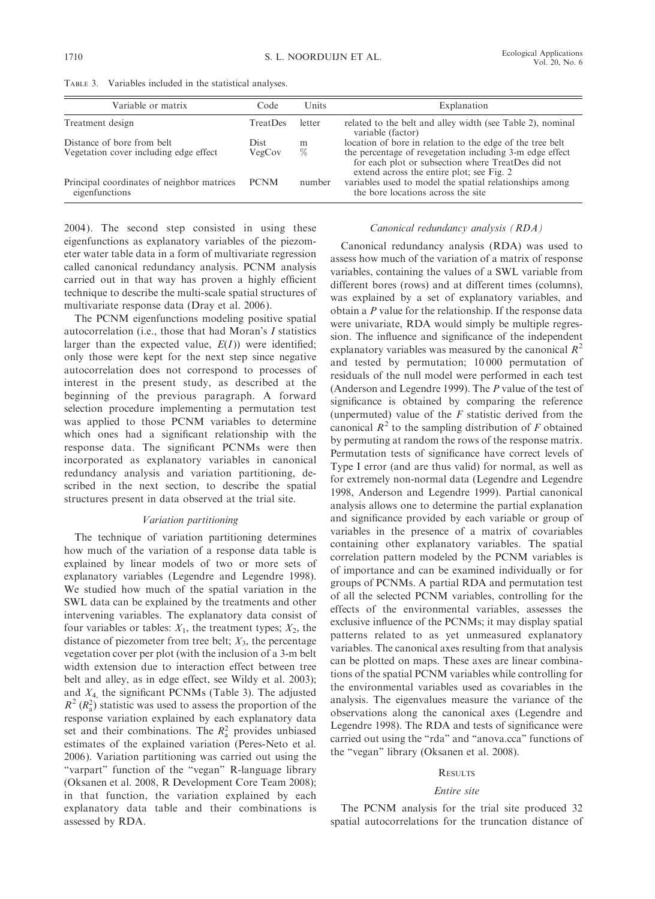Table 3. Variables included in the statistical analyses.

| Variable or matrix | Code | Units | Explanation |
| --- | --- | --- | --- |
| Treatment design | TreatDes | letter | related to the belt and alley width (see Table 2), nominal variable (factor) |
| Distance of bore from belt | Dist | m | location of bore in relation to the edge of the tree belt |
| Vegetation cover including edge effect | VegCov | % | the percentage of revegetation including 3-m edge effect for each plot or subsection where TreatDes did not extend across the entire plot; see Fig. 2 |
| Principal coordinates of neighbor matrices eigenfunctions | PCNM | number | variables used to model the spatial relationships among the bore locations across the site |

2004). The second step consisted in using these eigenfunctions as explanatory variables of the piezometer water table data in a form of multivariate regression called canonical redundancy analysis. PCNM analysis carried out in that way has proven a highly efficient technique to describe the multi-scale spatial structures of multivariate response data (Dray et al. 2006).

The PCNM eigenfunctions modeling positive spatial autocorrelation (i.e., those that had Moran's $I$ statistics larger than the expected value, $E(I)$) were identified; only those were kept for the next step since negative autocorrelation does not correspond to processes of interest in the present study, as described at the beginning of the previous paragraph. A forward selection procedure implementing a permutation test was applied to those PCNM variables to determine which ones had a significant relationship with the response data. The significant PCNMs were then incorporated as explanatory variables in canonical redundancy analysis and variation partitioning, described in the next section, to describe the spatial structures present in data observed at the trial site.

### *Variation partitioning*

The technique of variation partitioning determines how much of the variation of a response data table is explained by linear models of two or more sets of explanatory variables (Legendre and Legendre 1998). We studied how much of the spatial variation in the SWL data can be explained by the treatments and other intervening variables. The explanatory data consist of four variables or tables: $X_1$, the treatment types; $X_2$, the distance of piezometer from tree belt; $X_3$, the percentage vegetation cover per plot (with the inclusion of a 3-m belt width extension due to interaction effect between tree belt and alley, as in edge effect, see Wildy et al. 2003); and $X_4$, the significant PCNMs (Table 3). The adjusted $R^2$ ($R^2_a$) statistic was used to assess the proportion of the response variation explained by each explanatory data set and their combinations. The $R^2_a$ provides unbiased estimates of the explained variation (Peres-Neto et al. 2006). Variation partitioning was carried out using the "varpart" function of the "vegan" R-language library (Oksanen et al. 2008, R Development Core Team 2008); in that function, the variation explained by each explanatory data table and their combinations is assessed by RDA.

### *Canonical redundancy analysis (RDA)*

Canonical redundancy analysis (RDA) was used to assess how much of the variation of a matrix of response variables, containing the values of a SWL variable from different bores (rows) and at different times (columns), was explained by a set of explanatory variables, and obtain a $P$ value for the relationship. If the response data were univariate, RDA would simply be multiple regression. The influence and significance of the independent explanatory variables was measured by the canonical $R^2$ and tested by permutation; 10 000 permutation of residuals of the null model were performed in each test (Anderson and Legendre 1999). The $P$ value of the test of significance is obtained by comparing the reference (unpermuted) value of the $F$ statistic derived from the canonical $R^2$ to the sampling distribution of $F$ obtained by permuting at random the rows of the response matrix. Permutation tests of significance have correct levels of Type I error (and are thus valid) for normal, as well as for extremely non-normal data (Legendre and Legendre 1998, Anderson and Legendre 1999). Partial canonical analysis allows one to determine the partial explanation and significance provided by each variable or group of variables in the presence of a matrix of covariables containing other explanatory variables. The spatial correlation pattern modeled by the PCNM variables is of importance and can be examined individually or for groups of PCNMs. A partial RDA and permutation test of all the selected PCNM variables, controlling for the effects of the environmental variables, assesses the exclusive influence of the PCNMs; it may display spatial patterns related to as yet unmeasured explanatory variables. The canonical axes resulting from that analysis can be plotted on maps. These axes are linear combinations of the spatial PCNM variables while controlling for the environmental variables used as covariables in the analysis. The eigenvalues measure the variance of the observations along the canonical axes (Legendre and Legendre 1998). The RDA and tests of significance were carried out using the "rda" and "anova.cca" functions of the "vegan" library (Oksanen et al. 2008).

## Results

### *Entire site*

The PCNM analysis for the trial site produced 32 spatial autocorrelations for the truncation distance of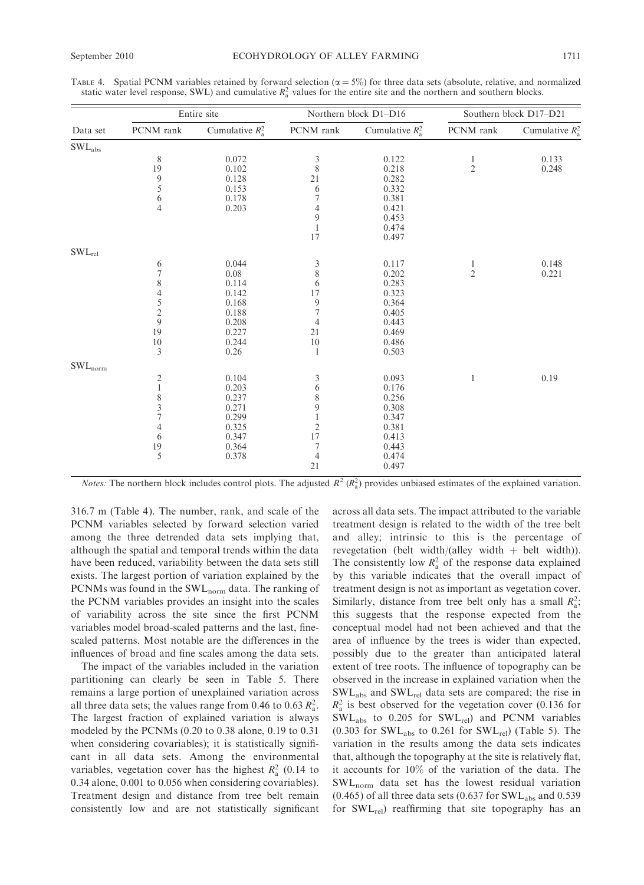Table 4. Spatial PCNM variables retained by forward selection ($\alpha = 5\%$) for three data sets (absolute, relative, and normalized static water level response, SWL) and cumulative $R^2_a$ values for the entire site and the northern and southern blocks.

| | Entire site | | Northern block D1–D16 | | Southern block D17–D21 | |
|---|---|---|---|---|---|---|
| Data set | PCNM rank | Cumulative $R^2_a$ | PCNM rank | Cumulative $R^2_a$ | PCNM rank | Cumulative $R^2_a$ |
| $SWL_{abs}$ | | | | | | |
| | 8 | 0.072 | 3 | 0.122 | 1 | 0.133 |
| | 19 | 0.102 | 8 | 0.218 | 2 | 0.248 |
| | 9 | 0.128 | 21 | 0.282 | | |
| | 5 | 0.153 | 6 | 0.332 | | |
| | 6 | 0.178 | 7 | 0.381 | | |
| | 4 | 0.203 | 4 | 0.421 | | |
| | | | 9 | 0.453 | | |
| | | | 1 | 0.474 | | |
| | | | 17 | 0.497 | | |
| $SWL_{rel}$ | | | | | | |
| | 6 | 0.044 | 3 | 0.117 | 1 | 0.148 |
| | 7 | 0.08 | 8 | 0.202 | 2 | 0.221 |
| | 8 | 0.114 | 6 | 0.283 | | |
| | 4 | 0.142 | 17 | 0.323 | | |
| | 5 | 0.168 | 9 | 0.364 | | |
| | 2 | 0.188 | 7 | 0.405 | | |
| | 9 | 0.208 | 4 | 0.443 | | |
| | 19 | 0.227 | 21 | 0.469 | | |
| | 10 | 0.244 | 10 | 0.486 | | |
| | 3 | 0.26 | 1 | 0.503 | | |
| $SWL_{norm}$ | | | | | | |
| | 2 | 0.104 | 3 | 0.093 | 1 | 0.19 |
| | 1 | 0.203 | 6 | 0.176 | | |
| | 8 | 0.237 | 8 | 0.256 | | |
| | 3 | 0.271 | 9 | 0.308 | | |
| | 7 | 0.299 | 1 | 0.347 | | |
| | 4 | 0.325 | 2 | 0.381 | | |
| | 6 | 0.347 | 17 | 0.413 | | |
| | 19 | 0.364 | 7 | 0.443 | | |
| | 5 | 0.378 | 4 | 0.474 | | |
| | | | 21 | 0.497 | | |

*Notes:* The northern block includes control plots. The adjusted $R^2$ ($R^2_a$) provides unbiased estimates of the explained variation.

316.7 m (Table 4). The number, rank, and scale of the PCNM variables selected by forward selection varied among the three detrended data sets implying that, although the spatial and temporal trends within the data have been reduced, variability between the data sets still exists. The largest portion of variation explained by the PCNMs was found in the $SWL_{norm}$ data. The ranking of the PCNM variables provides an insight into the scales of variability across the site since the first PCNM variables model broad-scaled patterns and the last, fine-scaled patterns. Most notable are the differences in the influences of broad and fine scales among the data sets.

The impact of the variables included in the variation partitioning can clearly be seen in Table 5. There remains a large portion of unexplained variation across all three data sets; the values range from 0.46 to 0.63 $R^2_a$. The largest fraction of explained variation is always modeled by the PCNMs (0.20 to 0.38 alone, 0.19 to 0.31 when considering covariables); it is statistically significant in all data sets. Among the environmental variables, vegetation cover has the highest $R^2_a$ (0.14 to 0.34 alone, 0.001 to 0.056 when considering covariables). Treatment design and distance from tree belt remain consistently low and are not statistically significant across all data sets. The impact attributed to the variable treatment design is related to the width of the tree belt and alley; intrinsic to this is the percentage of revegetation (belt width/(alley width + belt width)). The consistently low $R^2_a$ of the response data explained by this variable indicates that the overall impact of treatment design is not as important as vegetation cover. Similarly, distance from tree belt only has a small $R^2_a$; this suggests that the response expected from the conceptual model had not been achieved and that the area of influence by the trees is wider than expected, possibly due to the greater than anticipated lateral extent of tree roots. The influence of topography can be observed in the increase in explained variation when the $SWL_{abs}$ and $SWL_{rel}$ data sets are compared; the rise in $R^2_a$ is best observed for the vegetation cover (0.136 for $SWL_{abs}$ to 0.205 for $SWL_{rel}$) and PCNM variables (0.303 for $SWL_{abs}$ to 0.261 for $SWL_{rel}$) (Table 5). The variation in the results among the data sets indicates that, although the topography at the site is relatively flat, it accounts for 10% of the variation of the data. The $SWL_{norm}$ data set has the lowest residual variation (0.465) of all three data sets (0.637 for $SWL_{abs}$ and 0.539 for $SWL_{rel}$) reaffirming that site topography has an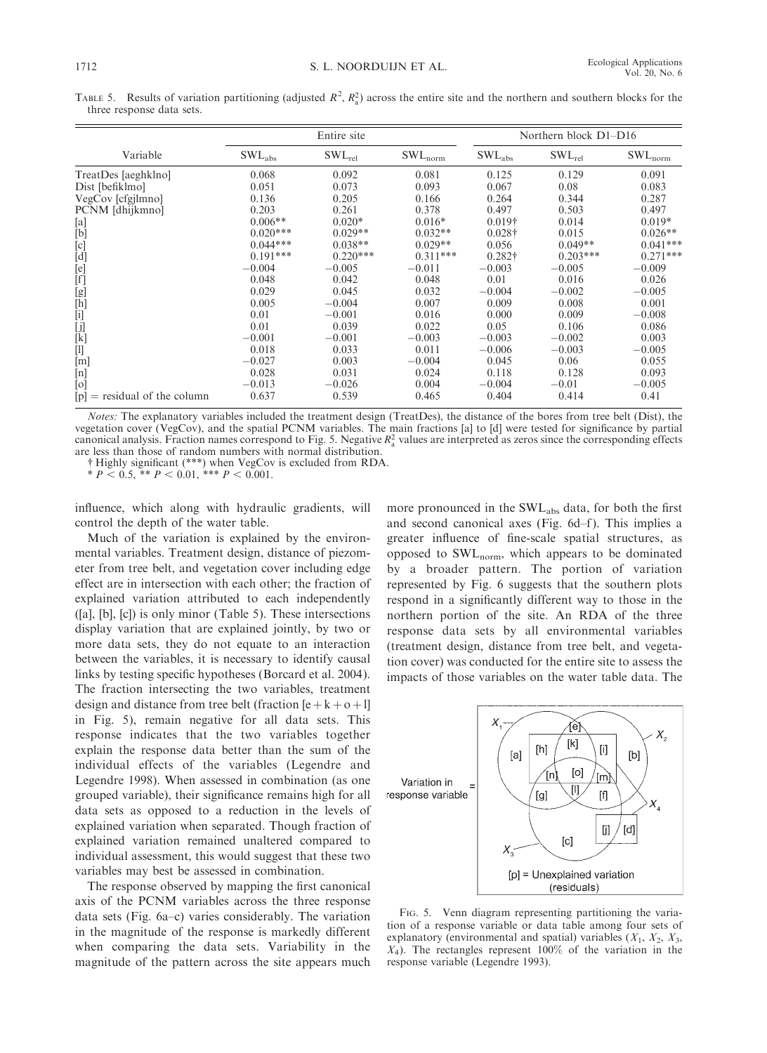TABLE 5. Results of variation partitioning (adjusted $R^2$, $R_a^2$) across the entire site and the northern and southern blocks for the three response data sets.

| Variable | Entire site | | | Northern block D1–D16 | | |
|---|---|---|---|---|---|---|
| | $SWL_{abs}$ | $SWL_{rel}$ | $SWL_{norm}$ | $SWL_{abs}$ | $SWL_{rel}$ | $SWL_{norm}$ |
| TreatDes [aeghklno] | 0.068 | 0.092 | 0.081 | 0.125 | 0.129 | 0.091 |
| Dist [befiklmo] | 0.051 | 0.073 | 0.093 | 0.067 | 0.08 | 0.083 |
| VegCov [cfgjlmno] | 0.136 | 0.205 | 0.166 | 0.264 | 0.344 | 0.287 |
| PCNM [dhijkmno] | 0.203 | 0.261 | 0.378 | 0.497 | 0.503 | 0.497 |
| [a] | 0.006** | 0.020* | 0.016* | 0.019† | 0.014 | 0.019* |
| [b] | 0.020*** | 0.029** | 0.032** | 0.028† | 0.015 | 0.026** |
| [c] | 0.044*** | 0.038** | 0.029** | 0.056 | 0.049** | 0.041*** |
| [d] | 0.191*** | 0.220*** | 0.311*** | 0.282† | 0.203*** | 0.271*** |
| [e] | −0.004 | −0.005 | −0.011 | −0.003 | −0.005 | −0.009 |
| [f] | 0.048 | 0.042 | 0.048 | 0.01 | 0.016 | 0.026 |
| [g] | 0.029 | 0.045 | 0.032 | −0.004 | −0.002 | −0.005 |
| [h] | 0.005 | −0.004 | 0.007 | 0.009 | 0.008 | 0.001 |
| [i] | 0.01 | −0.001 | 0.016 | 0.000 | 0.009 | −0.008 |
| [j] | 0.01 | 0.039 | 0.022 | 0.05 | 0.106 | 0.086 |
| [k] | −0.001 | −0.001 | −0.003 | −0.003 | −0.002 | 0.003 |
| [l] | 0.018 | 0.033 | 0.011 | −0.006 | −0.003 | −0.005 |
| [m] | −0.027 | 0.003 | −0.004 | 0.045 | 0.06 | 0.055 |
| [n] | 0.028 | 0.031 | 0.024 | 0.118 | 0.128 | 0.093 |
| [o] | −0.013 | −0.026 | 0.004 | −0.004 | −0.01 | −0.005 |
| [p] = residual of the column | 0.637 | 0.539 | 0.465 | 0.404 | 0.414 | 0.41 |

*Notes:* The explanatory variables included the treatment design (TreatDes), the distance of the bores from tree belt (Dist), the vegetation cover (VegCov), and the spatial PCNM variables. The main fractions [a] to [d] were tested for significance by partial canonical analysis. Fraction names correspond to Fig. 5. Negative $R_a^2$ values are interpreted as zeros since the corresponding effects are less than those of random numbers with normal distribution.

† Highly significant (***) when VegCov is excluded from RDA.

* $P < 0.5$, ** $P < 0.01$, *** $P < 0.001$.

influence, which along with hydraulic gradients, will control the depth of the water table.

Much of the variation is explained by the environmental variables. Treatment design, distance of piezometer from tree belt, and vegetation cover including edge effect are in intersection with each other; the fraction of explained variation attributed to each independently ([a], [b], [c]) is only minor (Table 5). These intersections display variation that are explained jointly, by two or more data sets, they do not equate to an interaction between the variables, it is necessary to identify causal links by testing specific hypotheses (Borcard et al. 2004). The fraction intersecting the two variables, treatment design and distance from tree belt (fraction [e + k + o + l] in Fig. 5), remain negative for all data sets. This response indicates that the two variables together explain the response data better than the sum of the individual effects of the variables (Legendre and Legendre 1998). When assessed in combination (as one grouped variable), their significance remains high for all data sets as opposed to a reduction in the levels of explained variation when separated. Though fraction of explained variation remained unaltered compared to individual assessment, this would suggest that these two variables may best be assessed in combination.

The response observed by mapping the first canonical axis of the PCNM variables across the three response data sets (Fig. 6a–c) varies considerably. The variation in the magnitude of the response is markedly different when comparing the data sets. Variability in the magnitude of the pattern across the site appears much more pronounced in the $SWL_{abs}$ data, for both the first and second canonical axes (Fig. 6d–f). This implies a greater influence of fine-scale spatial structures, as opposed to $SWL_{norm}$, which appears to be dominated by a broader pattern. The portion of variation represented by Fig. 6 suggests that the southern plots respond in a significantly different way to those in the northern portion of the site. An RDA of the three response data sets by all environmental variables (treatment design, distance from tree belt, and vegetation cover) was conducted for the entire site to assess the impacts of those variables on the water table data. The

Variation in response variable =

$X_1$ $X_2$ $X_3$ $X_4$

[a] [b] [c] [d] [e] [f] [g] [h] [i] [j] [k] [l] [m] [n] [o]

[p] = Unexplained variation (residuals)

FIG. 5. Venn diagram representing partitioning the variation of a response variable or data table among four sets of explanatory (environmental and spatial) variables ($X_1$, $X_2$, $X_3$, $X_4$). The rectangles represent 100% of the variation in the response variable (Legendre 1993).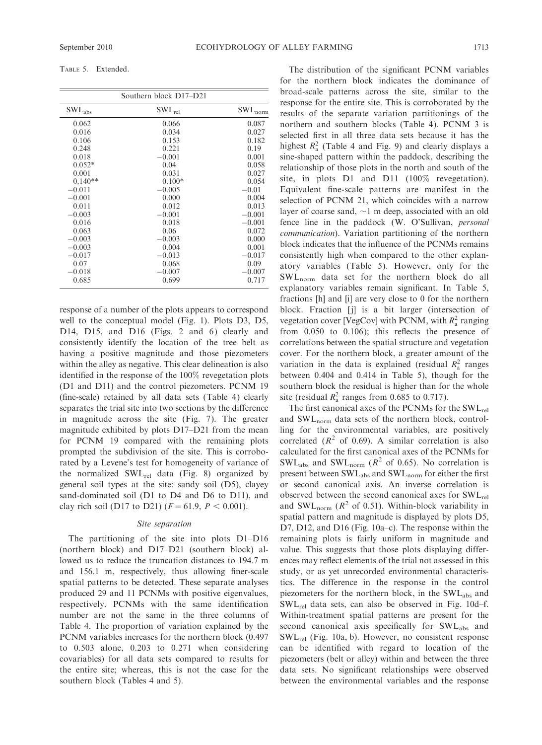TABLE 5. Extended.

| Southern block D17–D21 | | |
|---|---|---|
| $SWL_{abs}$ | $SWL_{rel}$ | $SWL_{norm}$ |
| 0.062 | 0.066 | 0.087 |
| 0.016 | 0.034 | 0.027 |
| 0.106 | 0.153 | 0.182 |
| 0.248 | 0.221 | 0.19 |
| 0.018 | −0.001 | 0.001 |
| 0.052* | 0.04 | 0.058 |
| 0.001 | 0.031 | 0.027 |
| 0.140** | 0.100* | 0.054 |
| −0.011 | −0.005 | −0.01 |
| −0.001 | 0.000 | 0.004 |
| 0.011 | 0.012 | 0.013 |
| −0.003 | −0.001 | −0.001 |
| 0.016 | 0.018 | −0.001 |
| 0.063 | 0.06 | 0.072 |
| −0.003 | −0.003 | 0.000 |
| −0.003 | 0.004 | 0.001 |
| −0.017 | −0.013 | −0.017 |
| 0.07 | 0.068 | 0.09 |
| −0.018 | −0.007 | −0.007 |
| 0.685 | 0.699 | 0.717 |

response of a number of the plots appears to correspond well to the conceptual model (Fig. 1). Plots D3, D5, D14, D15, and D16 (Figs. 2 and 6) clearly and consistently identify the location of the tree belt as having a positive magnitude and those piezometers within the alley as negative. This clear delineation is also identified in the response of the 100% revegetation plots (D1 and D11) and the control piezometers. PCNM 19 (fine-scale) retained by all data sets (Table 4) clearly separates the trial site into two sections by the difference in magnitude across the site (Fig. 7). The greater magnitude exhibited by plots D17–D21 from the mean for PCNM 19 compared with the remaining plots prompted the subdivision of the site. This is corroborated by a Levene's test for homogeneity of variance of the normalized $SWL_{rel}$ data (Fig. 8) organized by general soil types at the site: sandy soil (D5), clayey sand-dominated soil (D1 to D4 and D6 to D11), and clay rich soil (D17 to D21) ($F = 61.9$, $P < 0.001$).

### Site separation

The partitioning of the site into plots D1–D16 (northern block) and D17–D21 (southern block) allowed us to reduce the truncation distances to 194.7 m and 156.1 m, respectively, thus allowing finer-scale spatial patterns to be detected. These separate analyses produced 29 and 11 PCNMs with positive eigenvalues, respectively. PCNMs with the same identification number are not the same in the three columns of Table 4. The proportion of variation explained by the PCNM variables increases for the northern block (0.497 to 0.503 alone, 0.203 to 0.271 when considering covariables) for all data sets compared to results for the entire site; whereas, this is not the case for the southern block (Tables 4 and 5).

The distribution of the significant PCNM variables for the northern block indicates the dominance of broad-scale patterns across the site, similar to the response for the entire site. This is corroborated by the results of the separate variation partitionings of the northern and southern blocks (Table 4). PCNM 3 is selected first in all three data sets because it has the highest $R_a^2$ (Table 4 and Fig. 9) and clearly displays a sine-shaped pattern within the paddock, describing the relationship of those plots in the north and south of the site, in plots D1 and D11 (100% revegetation). Equivalent fine-scale patterns are manifest in the selection of PCNM 21, which coincides with a narrow layer of coarse sand, ~1 m deep, associated with an old fence line in the paddock (W. O'Sullivan, *personal communication*). Variation partitioning of the northern block indicates that the influence of the PCNMs remains consistently high when compared to the other explanatory variables (Table 5). However, only for the $SWL_{norm}$ data set for the northern block do all explanatory variables remain significant. In Table 5, fractions [h] and [i] are very close to 0 for the northern block. Fraction [j] is a bit larger (intersection of vegetation cover [VegCov] with PCNM, with $R_a^2$ ranging from 0.050 to 0.106); this reflects the presence of correlations between the spatial structure and vegetation cover. For the northern block, a greater amount of the variation in the data is explained (residual $R_a^2$ ranges between 0.404 and 0.414 in Table 5), though for the southern block the residual is higher than for the whole site (residual $R_a^2$ ranges from 0.685 to 0.717).

The first canonical axes of the PCNMs for the $SWL_{rel}$ and $SWL_{norm}$ data sets of the northern block, controlling for the environmental variables, are positively correlated ($R^2$ of 0.69). A similar correlation is also calculated for the first canonical axes of the PCNMs for $SWL_{abs}$ and $SWL_{norm}$ ($R^2$ of 0.65). No correlation is present between $SWL_{abs}$ and $SWL_{norm}$ for either the first or second canonical axis. An inverse correlation is observed between the second canonical axes for $SWL_{rel}$ and $SWL_{norm}$ ($R^2$ of 0.51). Within-block variability in spatial pattern and magnitude is displayed by plots D5, D7, D12, and D16 (Fig. 10a–c). The response within the remaining plots is fairly uniform in magnitude and value. This suggests that those plots displaying differences may reflect elements of the trial not assessed in this study, or as yet unrecorded environmental characteristics. The difference in the response in the control piezometers for the northern block, in the $SWL_{abs}$ and $SWL_{rel}$ data sets, can also be observed in Fig. 10d–f. Within-treatment spatial patterns are present for the second canonical axis specifically for $SWL_{abs}$ and $SWL_{rel}$ (Fig. 10a, b). However, no consistent response can be identified with regard to location of the piezometers (belt or alley) within and between the three data sets. No significant relationships were observed between the environmental variables and the response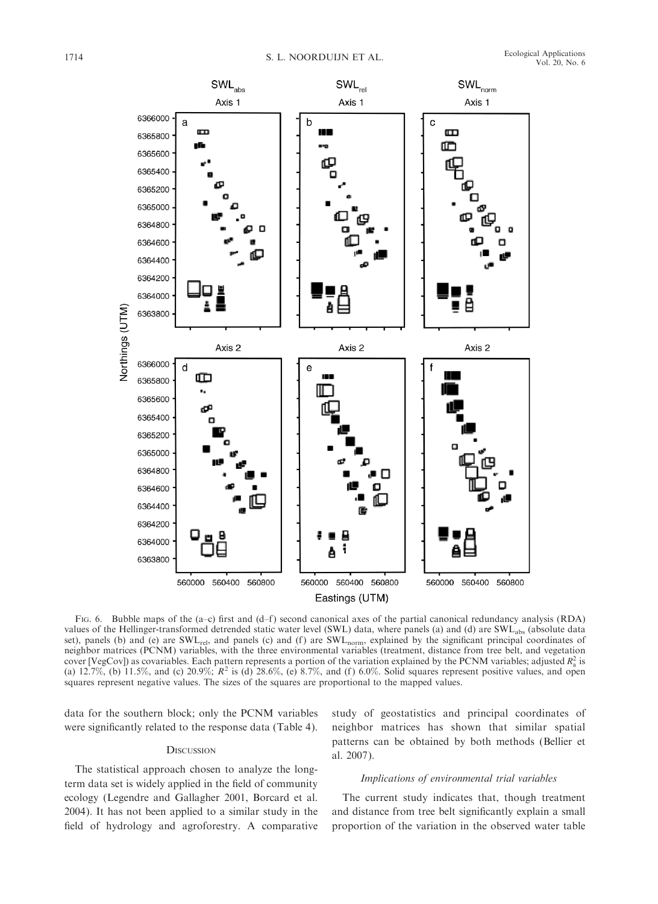SWL$_{abs}$

SWL$_{rel}$

SWL$_{norm}$

Axis 1

a

b

c

Axis 2

d

e

f

Northings (UTM)

6366000
6365800
6365600
6365400
6365200
6365000
6364800
6364600
6364400
6364200
6364000
6363800

560000 560400 560800

Eastings (UTM)

FIG. 6. Bubble maps of the (a–c) first and (d–f) second canonical axes of the partial canonical redundancy analysis (RDA) values of the Hellinger-transformed detrended static water level (SWL) data, where panels (a) and (d) are SWL$_{abs}$ (absolute data set), panels (b) and (e) are SWL$_{rel}$, and panels (c) and (f) are SWL$_{norm}$, explained by the significant principal coordinates of neighbor matrices (PCNM) variables, with the three environmental variables (treatment, distance from tree belt, and vegetation cover [VegCov]) as covariables. Each pattern represents a portion of the variation explained by the PCNM variables; adjusted $R_a^2$ is (a) 12.7%, (b) 11.5%, and (c) 20.9%; $R^2$ is (d) 28.6%, (e) 8.7%, and (f) 6.0%. Solid squares represent positive values, and open squares represent negative values. The sizes of the squares are proportional to the mapped values.

data for the southern block; only the PCNM variables were significantly related to the response data (Table 4).

## DISCUSSION

The statistical approach chosen to analyze the long-term data set is widely applied in the field of community ecology (Legendre and Gallagher 2001, Borcard et al. 2004). It has not been applied to a similar study in the field of hydrology and agroforestry. A comparative study of geostatistics and principal coordinates of neighbor matrices has shown that similar spatial patterns can be obtained by both methods (Bellier et al. 2007).

### *Implications of environmental trial variables*

The current study indicates that, though treatment and distance from tree belt significantly explain a small proportion of the variation in the observed water table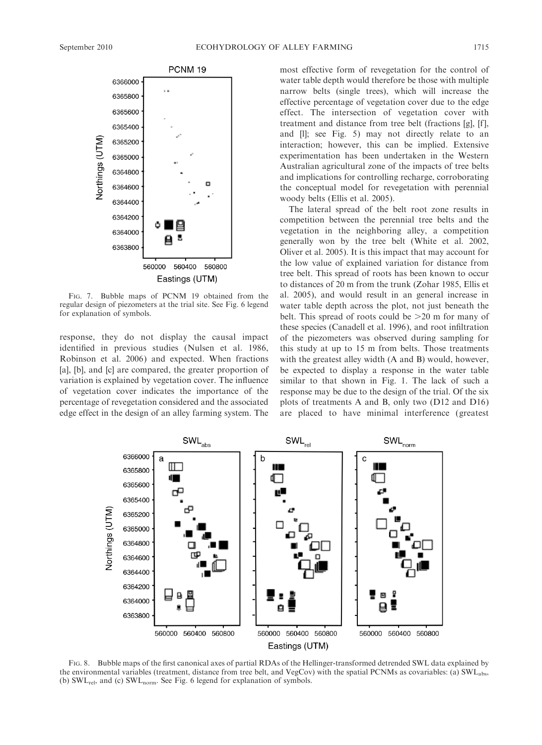PCNM 19

Northings (UTM)

6366000
6365800
6365600
6365400
6365200
6365000
6364800
6364600
6364400
6364200
6364000
6363800

560000 560400 560800

Eastings (UTM)

FIG. 7. Bubble maps of PCNM 19 obtained from the regular design of piezometers at the trial site. See Fig. 6 legend for explanation of symbols.

response, they do not display the causal impact identified in previous studies (Nulsen et al. 1986, Robinson et al. 2006) and expected. When fractions [a], [b], and [c] are compared, the greater proportion of variation is explained by vegetation cover. The influence of vegetation cover indicates the importance of the percentage of revegetation considered and the associated edge effect in the design of an alley farming system. The most effective form of revegetation for the control of water table depth would therefore be those with multiple narrow belts (single trees), which will increase the effective percentage of vegetation cover due to the edge effect. The intersection of vegetation cover with treatment and distance from tree belt (fractions [g], [f], and [l]; see Fig. 5) may not directly relate to an interaction; however, this can be implied. Extensive experimentation has been undertaken in the Western Australian agricultural zone of the impacts of tree belts and implications for controlling recharge, corroborating the conceptual model for revegetation with perennial woody belts (Ellis et al. 2005).

The lateral spread of the belt root zone results in competition between the perennial tree belts and the vegetation in the neighboring alley, a competition generally won by the tree belt (White et al. 2002, Oliver et al. 2005). It is this impact that may account for the low value of explained variation for distance from tree belt. This spread of roots has been known to occur to distances of 20 m from the trunk (Zohar 1985, Ellis et al. 2005), and would result in an general increase in water table depth across the plot, not just beneath the belt. This spread of roots could be >20 m for many of these species (Canadell et al. 1996), and root infiltration of the piezometers was observed during sampling for this study at up to 15 m from belts. Those treatments with the greatest alley width (A and B) would, however, be expected to display a response in the water table similar to that shown in Fig. 1. The lack of such a response may be due to the design of the trial. Of the six plots of treatments A and B, only two (D12 and D16) are placed to have minimal interference (greatest

$SWL_{abs}$ $SWL_{rel}$ $SWL_{norm}$

a b c

Northings (UTM)

6366000
6365800
6365600
6365400
6365200
6365000
6364800
6364600
6364400
6364200
6364000
6363800

560000 560400 560800 560000 560400 560800 560000 560400 560800

Eastings (UTM)

FIG. 8. Bubble maps of the first canonical axes of partial RDAs of the Hellinger-transformed detrended SWL data explained by the environmental variables (treatment, distance from tree belt, and VegCov) with the spatial PCNMs as covariables: (a) $SWL_{abs}$, (b) $SWL_{rel}$, and (c) $SWL_{norm}$. See Fig. 6 legend for explanation of symbols.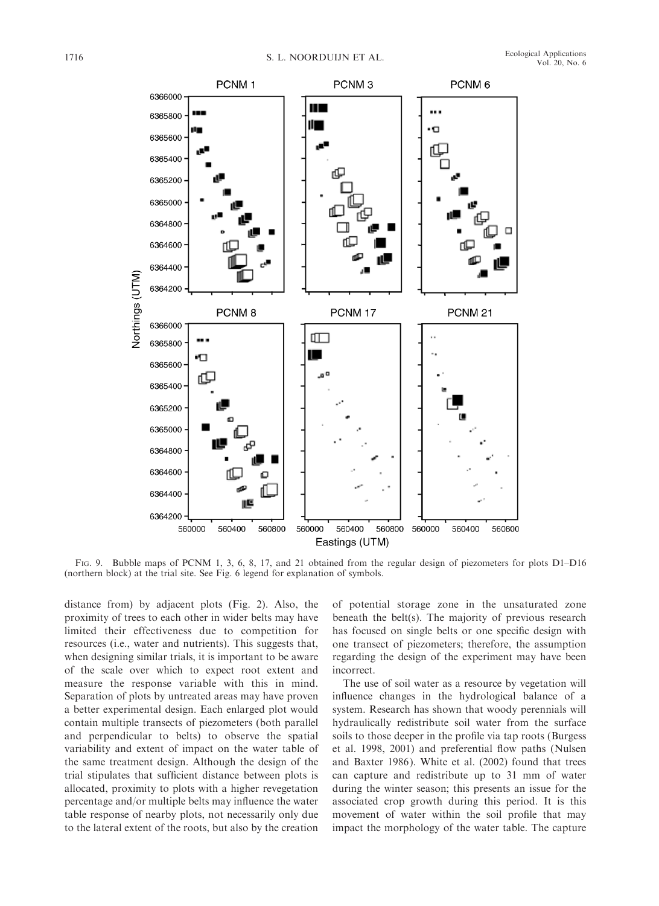PCNM 1

PCNM 3

PCNM 6

PCNM 8

PCNM 17

PCNM 21

Northings (UTM)

6366000
6365800
6365600
6365400
6365200
6365000
6364800
6364600
6364400
6364200

Eastings (UTM)

560000 560400 560800

Fig. 9. Bubble maps of PCNM 1, 3, 6, 8, 17, and 21 obtained from the regular design of piezometers for plots D1–D16 (northern block) at the trial site. See Fig. 6 legend for explanation of symbols.

distance from) by adjacent plots (Fig. 2). Also, the proximity of trees to each other in wider belts may have limited their effectiveness due to competition for resources (i.e., water and nutrients). This suggests that, when designing similar trials, it is important to be aware of the scale over which to expect root extent and measure the response variable with this in mind. Separation of plots by untreated areas may have proven a better experimental design. Each enlarged plot would contain multiple transects of piezometers (both parallel and perpendicular to belts) to observe the spatial variability and extent of impact on the water table of the same treatment design. Although the design of the trial stipulates that sufficient distance between plots is allocated, proximity to plots with a higher revegetation percentage and/or multiple belts may influence the water table response of nearby plots, not necessarily only due to the lateral extent of the roots, but also by the creation of potential storage zone in the unsaturated zone beneath the belt(s). The majority of previous research has focused on single belts or one specific design with one transect of piezometers; therefore, the assumption regarding the design of the experiment may have been incorrect.

The use of soil water as a resource by vegetation will influence changes in the hydrological balance of a system. Research has shown that woody perennials will hydraulically redistribute soil water from the surface soils to those deeper in the profile via tap roots (Burgess et al. 1998, 2001) and preferential flow paths (Nulsen and Baxter 1986). White et al. (2002) found that trees can capture and redistribute up to 31 mm of water during the winter season; this presents an issue for the associated crop growth during this period. It is this movement of water within the soil profile that may impact the morphology of the water table. The capture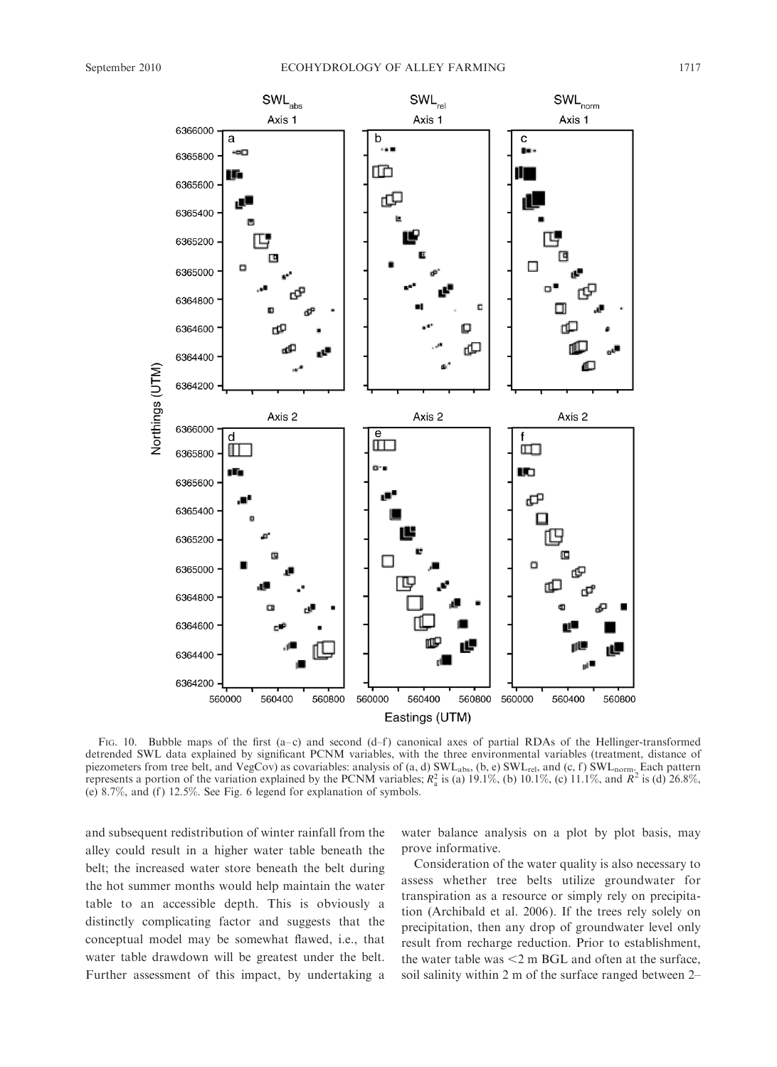SWL$_{abs}$

SWL$_{rel}$

SWL$_{norm}$

Axis 1

Axis 2

a

b

c

d

e

f

Northings (UTM)

6366000

6365800

6365600

6365400

6365200

6365000

6364800

6364600

6364400

6364200

Eastings (UTM)

560000

560400

560800

Fig. 10. Bubble maps of the first (a–c) and second (d–f) canonical axes of partial RDAs of the Hellinger-transformed detrended SWL data explained by significant PCNM variables, with the three environmental variables (treatment, distance of piezometers from tree belt, and VegCov) as covariables: analysis of (a, d) SWL$_{abs}$, (b, e) SWL$_{rel}$, and (c, f) SWL$_{norm}$. Each pattern represents a portion of the variation explained by the PCNM variables; $R_a^2$ is (a) 19.1%, (b) 10.1%, (c) 11.1%, and $R^2$ is (d) 26.8%, (e) 8.7%, and (f) 12.5%. See Fig. 6 legend for explanation of symbols.

and subsequent redistribution of winter rainfall from the alley could result in a higher water table beneath the belt; the increased water store beneath the belt during the hot summer months would help maintain the water table to an accessible depth. This is obviously a distinctly complicating factor and suggests that the conceptual model may be somewhat flawed, i.e., that water table drawdown will be greatest under the belt. Further assessment of this impact, by undertaking a water balance analysis on a plot by plot basis, may prove informative.

Consideration of the water quality is also necessary to assess whether tree belts utilize groundwater for transpiration as a resource or simply rely on precipitation (Archibald et al. 2006). If the trees rely solely on precipitation, then any drop of groundwater level only result from recharge reduction. Prior to establishment, the water table was <2 m BGL and often at the surface, soil salinity within 2 m of the surface ranged between 2–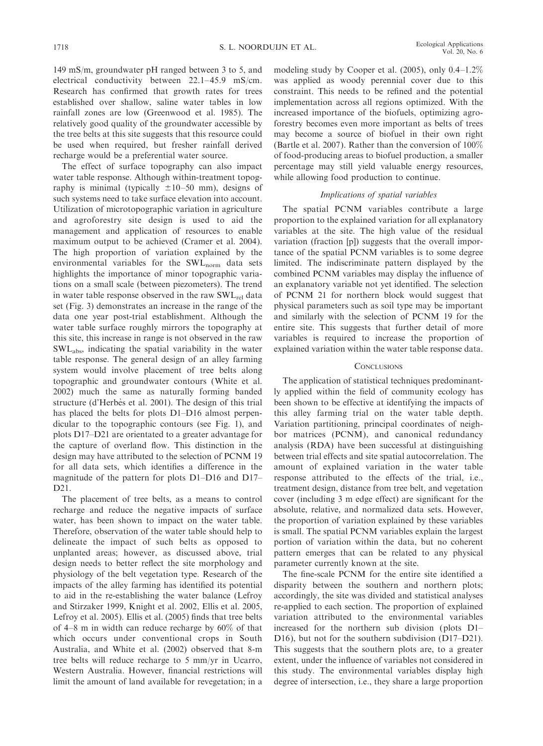149 mS/m, groundwater pH ranged between 3 to 5, and electrical conductivity between 22.1–45.9 mS/cm. Research has confirmed that growth rates for trees established over shallow, saline water tables in low rainfall zones are low (Greenwood et al. 1985). The relatively good quality of the groundwater accessible by the tree belts at this site suggests that this resource could be used when required, but fresher rainfall derived recharge would be a preferential water source.

The effect of surface topography can also impact water table response. Although within-treatment topography is minimal (typically ±10–50 mm), designs of such systems need to take surface elevation into account. Utilization of microtopographic variation in agriculture and agroforestry site design is used to aid the management and application of resources to enable maximum output to be achieved (Cramer et al. 2004). The high proportion of variation explained by the environmental variables for the $SWL_{norm}$ data sets highlights the importance of minor topographic variations on a small scale (between piezometers). The trend in water table response observed in the raw $SWL_{rel}$ data set (Fig. 3) demonstrates an increase in the range of the data one year post-trial establishment. Although the water table surface roughly mirrors the topography at this site, this increase in range is not observed in the raw $SWL_{abs}$, indicating the spatial variability in the water table response. The general design of an alley farming system would involve placement of tree belts along topographic and groundwater contours (White et al. 2002) much the same as naturally forming banded structure (d'Herbès et al. 2001). The design of this trial has placed the belts for plots D1–D16 almost perpendicular to the topographic contours (see Fig. 1), and plots D17–D21 are orientated to a greater advantage for the capture of overland flow. This distinction in the design may have attributed to the selection of PCNM 19 for all data sets, which identifies a difference in the magnitude of the pattern for plots D1–D16 and D17–D21.

The placement of tree belts, as a means to control recharge and reduce the negative impacts of surface water, has been shown to impact on the water table. Therefore, observation of the water table should help to delineate the impact of such belts as opposed to unplanted areas; however, as discussed above, trial design needs to better reflect the site morphology and physiology of the belt vegetation type. Research of the impacts of the alley farming has identified its potential to aid in the re-establishing the water balance (Lefroy and Stirzaker 1999, Knight et al. 2002, Ellis et al. 2005, Lefroy et al. 2005). Ellis et al. (2005) finds that tree belts of 4–8 m in width can reduce recharge by 60% of that which occurs under conventional crops in South Australia, and White et al. (2002) observed that 8-m tree belts will reduce recharge to 5 mm/yr in Ucarro, Western Australia. However, financial restrictions will limit the amount of land available for revegetation; in a modeling study by Cooper et al. (2005), only 0.4–1.2% was applied as woody perennial cover due to this constraint. This needs to be refined and the potential implementation across all regions optimized. With the increased importance of the biofuels, optimizing agroforestry becomes even more important as belts of trees may become a source of biofuel in their own right (Bartle et al. 2007). Rather than the conversion of 100% of food-producing areas to biofuel production, a smaller percentage may still yield valuable energy resources, while allowing food production to continue.

### *Implications of spatial variables*

The spatial PCNM variables contribute a large proportion to the explained variation for all explanatory variables at the site. The high value of the residual variation (fraction [p]) suggests that the overall importance of the spatial PCNM variables is to some degree limited. The indiscriminate pattern displayed by the combined PCNM variables may display the influence of an explanatory variable not yet identified. The selection of PCNM 21 for northern block would suggest that physical parameters such as soil type may be important and similarly with the selection of PCNM 19 for the entire site. This suggests that further detail of more variables is required to increase the proportion of explained variation within the water table response data.

## Conclusions

The application of statistical techniques predominantly applied within the field of community ecology has been shown to be effective at identifying the impacts of this alley farming trial on the water table depth. Variation partitioning, principal coordinates of neighbor matrices (PCNM), and canonical redundancy analysis (RDA) have been successful at distinguishing between trial effects and site spatial autocorrelation. The amount of explained variation in the water table response attributed to the effects of the trial, i.e., treatment design, distance from tree belt, and vegetation cover (including 3 m edge effect) are significant for the absolute, relative, and normalized data sets. However, the proportion of variation explained by these variables is small. The spatial PCNM variables explain the largest portion of variation within the data, but no coherent pattern emerges that can be related to any physical parameter currently known at the site.

The fine-scale PCNM for the entire site identified a disparity between the southern and northern plots; accordingly, the site was divided and statistical analyses re-applied to each section. The proportion of explained variation attributed to the environmental variables increased for the northern sub division (plots D1–D16), but not for the southern subdivision (D17–D21). This suggests that the southern plots are, to a greater extent, under the influence of variables not considered in this study. The environmental variables display high degree of intersection, i.e., they share a large proportion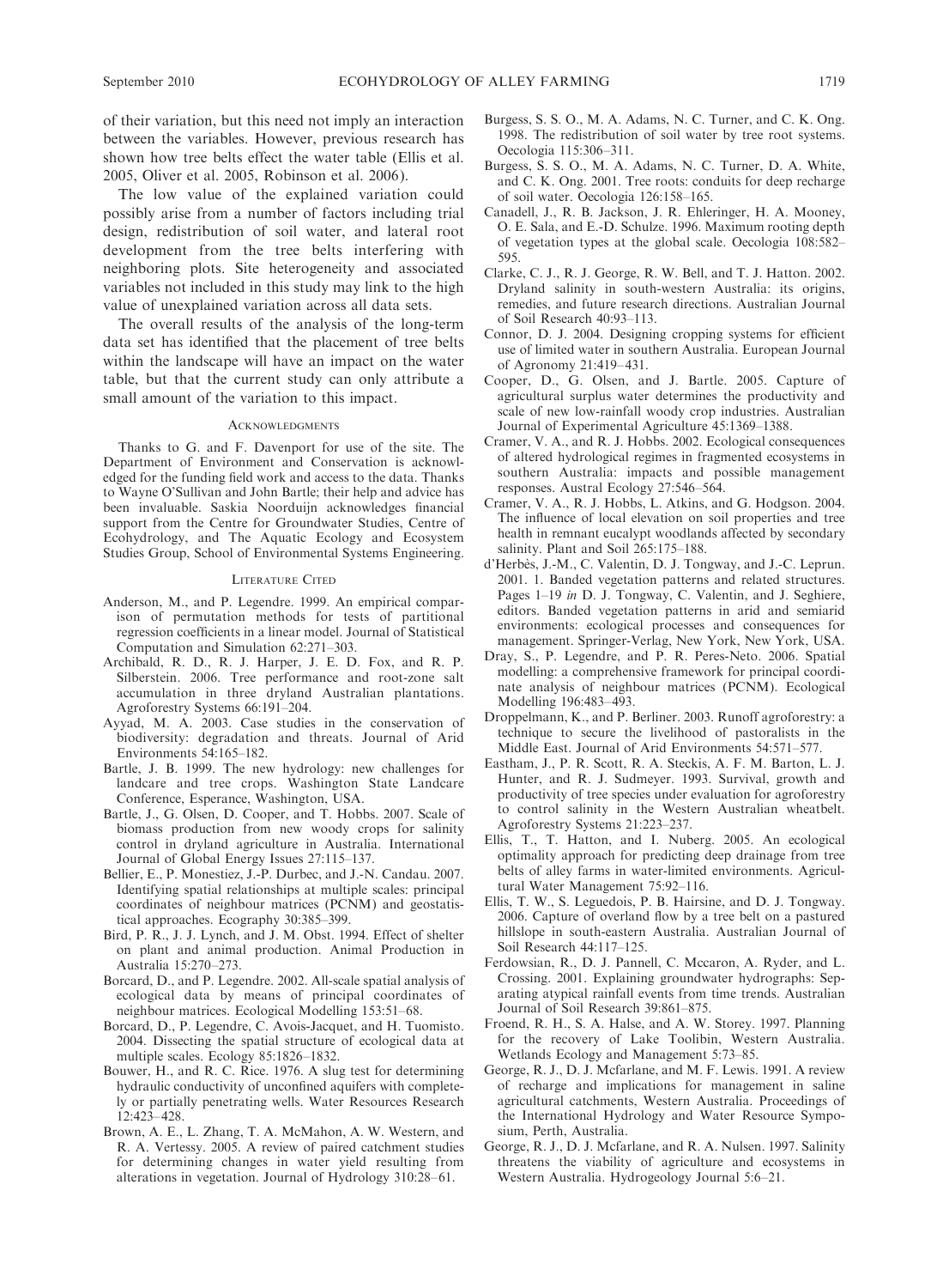of their variation, but this need not imply an interaction between the variables. However, previous research has shown how tree belts effect the water table (Ellis et al. 2005, Oliver et al. 2005, Robinson et al. 2006).

The low value of the explained variation could possibly arise from a number of factors including trial design, redistribution of soil water, and lateral root development from the tree belts interfering with neighboring plots. Site heterogeneity and associated variables not included in this study may link to the high value of unexplained variation across all data sets.

The overall results of the analysis of the long-term data set has identified that the placement of tree belts within the landscape will have an impact on the water table, but that the current study can only attribute a small amount of the variation to this impact.

## Acknowledgments

Thanks to G. and F. Davenport for use of the site. The Department of Environment and Conservation is acknowledged for the funding field work and access to the data. Thanks to Wayne O'Sullivan and John Bartle; their help and advice has been invaluable. Saskia Noorduijn acknowledges financial support from the Centre for Groundwater Studies, Centre of Ecohydrology, and The Aquatic Ecology and Ecosystem Studies Group, School of Environmental Systems Engineering.

## Literature Cited

Anderson, M., and P. Legendre. 1999. An empirical comparison of permutation methods for tests of partitional regression coefficients in a linear model. Journal of Statistical Computation and Simulation 62:271–303.

Archibald, R. D., R. J. Harper, J. E. D. Fox, and R. P. Silberstein. 2006. Tree performance and root-zone salt accumulation in three dryland Australian plantations. Agroforestry Systems 66:191–204.

Ayyad, M. A. 2003. Case studies in the conservation of biodiversity: degradation and threats. Journal of Arid Environments 54:165–182.

Bartle, J. B. 1999. The new hydrology: new challenges for landcare and tree crops. Washington State Landcare Conference, Esperance, Washington, USA.

Bartle, J., G. Olsen, D. Cooper, and T. Hobbs. 2007. Scale of biomass production from new woody crops for salinity control in dryland agriculture in Australia. International Journal of Global Energy Issues 27:115–137.

Bellier, E., P. Monestiez, J.-P. Durbec, and J.-N. Candau. 2007. Identifying spatial relationships at multiple scales: principal coordinates of neighbour matrices (PCNM) and geostatistical approaches. Ecography 30:385–399.

Bird, P. R., J. J. Lynch, and J. M. Obst. 1994. Effect of shelter on plant and animal production. Animal Production in Australia 15:270–273.

Borcard, D., and P. Legendre. 2002. All-scale spatial analysis of ecological data by means of principal coordinates of neighbour matrices. Ecological Modelling 153:51–68.

Borcard, D., P. Legendre, C. Avois-Jacquet, and H. Tuomisto. 2004. Dissecting the spatial structure of ecological data at multiple scales. Ecology 85:1826–1832.

Bouwer, H., and R. C. Rice. 1976. A slug test for determining hydraulic conductivity of unconfined aquifers with completely or partially penetrating wells. Water Resources Research 12:423–428.

Brown, A. E., L. Zhang, T. A. McMahon, A. W. Western, and R. A. Vertessy. 2005. A review of paired catchment studies for determining changes in water yield resulting from alterations in vegetation. Journal of Hydrology 310:28–61.

Burgess, S. S. O., M. A. Adams, N. C. Turner, and C. K. Ong. 1998. The redistribution of soil water by tree root systems. Oecologia 115:306–311.

Burgess, S. S. O., M. A. Adams, N. C. Turner, D. A. White, and C. K. Ong. 2001. Tree roots: conduits for deep recharge of soil water. Oecologia 126:158–165.

Canadell, J., R. B. Jackson, J. R. Ehleringer, H. A. Mooney, O. E. Sala, and E.-D. Schulze. 1996. Maximum rooting depth of vegetation types at the global scale. Oecologia 108:582–595.

Clarke, C. J., R. J. George, R. W. Bell, and T. J. Hatton. 2002. Dryland salinity in south-western Australia: its origins, remedies, and future research directions. Australian Journal of Soil Research 40:93–113.

Connor, D. J. 2004. Designing cropping systems for efficient use of limited water in southern Australia. European Journal of Agronomy 21:419–431.

Cooper, D., G. Olsen, and J. Bartle. 2005. Capture of agricultural surplus water determines the productivity and scale of new low-rainfall woody crop industries. Australian Journal of Experimental Agriculture 45:1369–1388.

Cramer, V. A., and R. J. Hobbs. 2002. Ecological consequences of altered hydrological regimes in fragmented ecosystems in southern Australia: impacts and possible management responses. Austral Ecology 27:546–564.

Cramer, V. A., R. J. Hobbs, L. Atkins, and G. Hodgson. 2004. The influence of local elevation on soil properties and tree health in remnant eucalypt woodlands affected by secondary salinity. Plant and Soil 265:175–188.

d'Herbès, J.-M., C. Valentin, D. J. Tongway, and J.-C. Leprun. 2001. 1. Banded vegetation patterns and related structures. Pages 1–19 *in* D. J. Tongway, C. Valentin, and J. Seghiere, editors. Banded vegetation patterns in arid and semiarid environments: ecological processes and consequences for management. Springer-Verlag, New York, New York, USA.

Dray, S., P. Legendre, and P. R. Peres-Neto. 2006. Spatial modelling: a comprehensive framework for principal coordinate analysis of neighbour matrices (PCNM). Ecological Modelling 196:483–493.

Droppelmann, K., and P. Berliner. 2003. Runoff agroforestry: a technique to secure the livelihood of pastoralists in the Middle East. Journal of Arid Environments 54:571–577.

Eastham, J., P. R. Scott, R. A. Steckis, A. F. M. Barton, L. J. Hunter, and R. J. Sudmeyer. 1993. Survival, growth and productivity of tree species under evaluation for agroforestry to control salinity in the Western Australian wheatbelt. Agroforestry Systems 21:223–237.

Ellis, T., T. Hatton, and I. Nuberg. 2005. An ecological optimality approach for predicting deep drainage from tree belts of alley farms in water-limited environments. Agricultural Water Management 75:92–116.

Ellis, T. W., S. Leguedois, P. B. Hairsine, and D. J. Tongway. 2006. Capture of overland flow by a tree belt on a pastured hillslope in south-eastern Australia. Australian Journal of Soil Research 44:117–125.

Ferdowsian, R., D. J. Pannell, C. Mccaron, A. Ryder, and L. Crossing. 2001. Explaining groundwater hydrographs: Separating atypical rainfall events from time trends. Australian Journal of Soil Research 39:861–875.

Froend, R. H., S. A. Halse, and A. W. Storey. 1997. Planning for the recovery of Lake Toolibin, Western Australia. Wetlands Ecology and Management 5:73–85.

George, R. J., D. J. Mcfarlane, and M. F. Lewis. 1991. A review of recharge and implications for management in saline agricultural catchments, Western Australia. Proceedings of the International Hydrology and Water Resource Symposium, Perth, Australia.

George, R. J., D. J. Mcfarlane, and R. A. Nulsen. 1997. Salinity threatens the viability of agriculture and ecosystems in Western Australia. Hydrogeology Journal 5:6–21.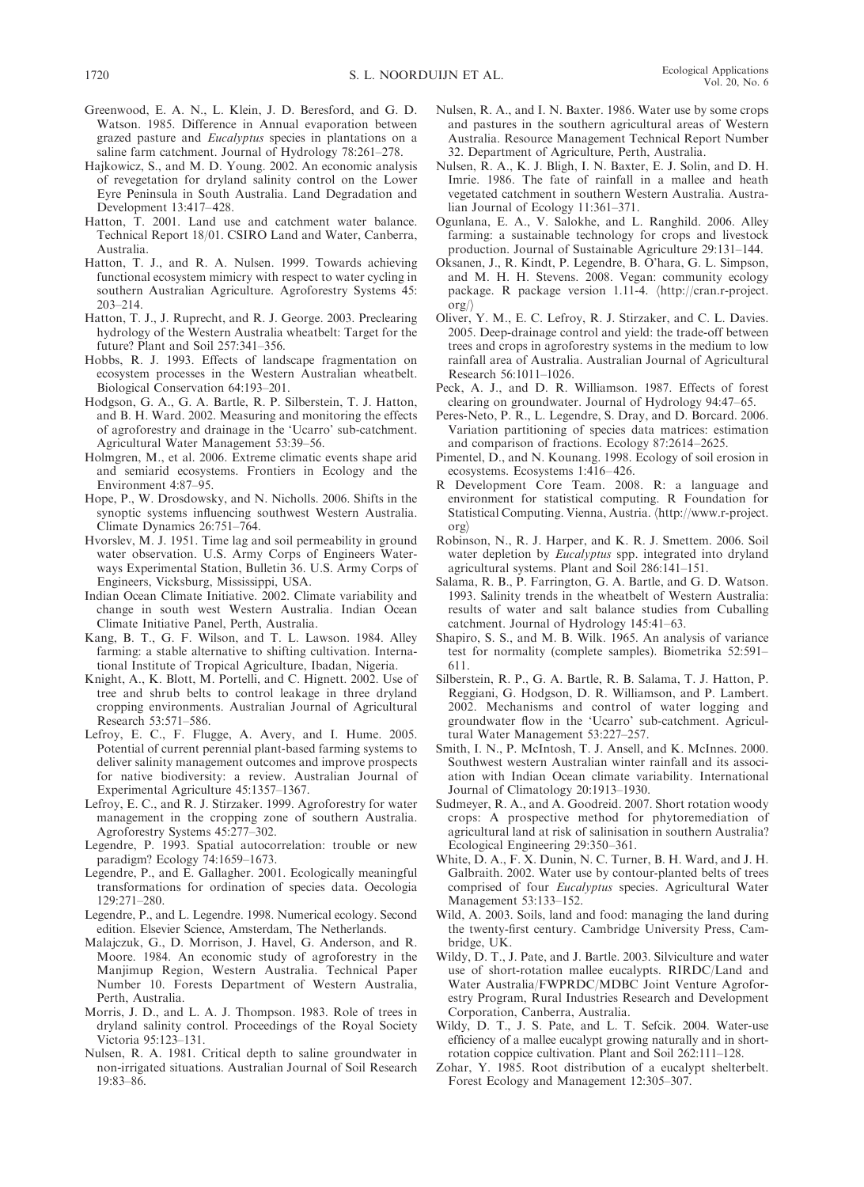Greenwood, E. A. N., L. Klein, J. D. Beresford, and G. D. Watson. 1985. Difference in Annual evaporation between grazed pasture and *Eucalyptus* species in plantations on a saline farm catchment. Journal of Hydrology 78:261–278.

Hajkowicz, S., and M. D. Young. 2002. An economic analysis of revegetation for dryland salinity control on the Lower Eyre Peninsula in South Australia. Land Degradation and Development 13:417–428.

Hatton, T. 2001. Land use and catchment water balance. Technical Report 18/01. CSIRO Land and Water, Canberra, Australia.

Hatton, T. J., and R. A. Nulsen. 1999. Towards achieving functional ecosystem mimicry with respect to water cycling in southern Australian Agriculture. Agroforestry Systems 45: 203–214.

Hatton, T. J., J. Ruprecht, and R. J. George. 2003. Preclearing hydrology of the Western Australia wheatbelt: Target for the future? Plant and Soil 257:341–356.

Hobbs, R. J. 1993. Effects of landscape fragmentation on ecosystem processes in the Western Australian wheatbelt. Biological Conservation 64:193–201.

Hodgson, G. A., G. A. Bartle, R. P. Silberstein, T. J. Hatton, and B. H. Ward. 2002. Measuring and monitoring the effects of agroforestry and drainage in the 'Ucarro' sub-catchment. Agricultural Water Management 53:39–56.

Holmgren, M., et al. 2006. Extreme climatic events shape arid and semiarid ecosystems. Frontiers in Ecology and the Environment 4:87–95.

Hope, P., W. Drosdowsky, and N. Nicholls. 2006. Shifts in the synoptic systems influencing southwest Western Australia. Climate Dynamics 26:751–764.

Hvorslev, M. J. 1951. Time lag and soil permeability in ground water observation. U.S. Army Corps of Engineers Waterways Experimental Station, Bulletin 36. U.S. Army Corps of Engineers, Vicksburg, Mississippi, USA.

Indian Ocean Climate Initiative. 2002. Climate variability and change in south west Western Australia. Indian Ocean Climate Initiative Panel, Perth, Australia.

Kang, B. T., G. F. Wilson, and T. L. Lawson. 1984. Alley farming: a stable alternative to shifting cultivation. International Institute of Tropical Agriculture, Ibadan, Nigeria.

Knight, A., K. Blott, M. Portelli, and C. Hignett. 2002. Use of tree and shrub belts to control leakage in three dryland cropping environments. Australian Journal of Agricultural Research 53:571–586.

Lefroy, E. C., F. Flugge, A. Avery, and I. Hume. 2005. Potential of current perennial plant-based farming systems to deliver salinity management outcomes and improve prospects for native biodiversity: a review. Australian Journal of Experimental Agriculture 45:1357–1367.

Lefroy, E. C., and R. J. Stirzaker. 1999. Agroforestry for water management in the cropping zone of southern Australia. Agroforestry Systems 45:277–302.

Legendre, P. 1993. Spatial autocorrelation: trouble or new paradigm? Ecology 74:1659–1673.

Legendre, P., and E. Gallagher. 2001. Ecologically meaningful transformations for ordination of species data. Oecologia 129:271–280.

Legendre, P., and L. Legendre. 1998. Numerical ecology. Second edition. Elsevier Science, Amsterdam, The Netherlands.

Malajczuk, G., D. Morrison, J. Havel, G. Anderson, and R. Moore. 1984. An economic study of agroforestry in the Manjimup Region, Western Australia. Technical Paper Number 10. Forests Department of Western Australia, Perth, Australia.

Morris, J. D., and L. A. J. Thompson. 1983. Role of trees in dryland salinity control. Proceedings of the Royal Society Victoria 95:123–131.

Nulsen, R. A. 1981. Critical depth to saline groundwater in non-irrigated situations. Australian Journal of Soil Research 19:83–86.

Nulsen, R. A., and I. N. Baxter. 1986. Water use by some crops and pastures in the southern agricultural areas of Western Australia. Resource Management Technical Report Number 32. Department of Agriculture, Perth, Australia.

Nulsen, R. A., K. J. Bligh, I. N. Baxter, E. J. Solin, and D. H. Imrie. 1986. The fate of rainfall in a mallee and heath vegetated catchment in southern Western Australia. Australian Journal of Ecology 11:361–371.

Ogunlana, E. A., V. Salokhe, and L. Ranghild. 2006. Alley farming: a sustainable technology for crops and livestock production. Journal of Sustainable Agriculture 29:131–144.

Oksanen, J., R. Kindt, P. Legendre, B. O'hara, G. L. Simpson, and M. H. H. Stevens. 2008. Vegan: community ecology package. R package version 1.11-4. ⟨http://cran.r-project.org/⟩

Oliver, Y. M., E. C. Lefroy, R. J. Stirzaker, and C. L. Davies. 2005. Deep-drainage control and yield: the trade-off between trees and crops in agroforestry systems in the medium to low rainfall area of Australia. Australian Journal of Agricultural Research 56:1011–1026.

Peck, A. J., and D. R. Williamson. 1987. Effects of forest clearing on groundwater. Journal of Hydrology 94:47–65.

Peres-Neto, P. R., L. Legendre, S. Dray, and D. Borcard. 2006. Variation partitioning of species data matrices: estimation and comparison of fractions. Ecology 87:2614–2625.

Pimentel, D., and N. Kounang. 1998. Ecology of soil erosion in ecosystems. Ecosystems 1:416–426.

R Development Core Team. 2008. R: a language and environment for statistical computing. R Foundation for Statistical Computing. Vienna, Austria. ⟨http://www.r-project.org⟩

Robinson, N., R. J. Harper, and K. R. J. Smettem. 2006. Soil water depletion by *Eucalyptus* spp. integrated into dryland agricultural systems. Plant and Soil 286:141–151.

Salama, R. B., P. Farrington, G. A. Bartle, and G. D. Watson. 1993. Salinity trends in the wheatbelt of Western Australia: results of water and salt balance studies from Cuballing catchment. Journal of Hydrology 145:41–63.

Shapiro, S. S., and M. B. Wilk. 1965. An analysis of variance test for normality (complete samples). Biometrika 52:591–611.

Silberstein, R. P., G. A. Bartle, R. B. Salama, T. J. Hatton, P. Reggiani, G. Hodgson, D. R. Williamson, and P. Lambert. 2002. Mechanisms and control of water logging and groundwater flow in the 'Ucarro' sub-catchment. Agricultural Water Management 53:227–257.

Smith, I. N., P. McIntosh, T. J. Ansell, and K. McInnes. 2000. Southwest western Australian winter rainfall and its association with Indian Ocean climate variability. International Journal of Climatology 20:1913–1930.

Sudmeyer, R. A., and A. Goodreid. 2007. Short rotation woody crops: A prospective method for phytoremediation of agricultural land at risk of salinisation in southern Australia? Ecological Engineering 29:350–361.

White, D. A., F. X. Dunin, N. C. Turner, B. H. Ward, and J. H. Galbraith. 2002. Water use by contour-planted belts of trees comprised of four *Eucalyptus* species. Agricultural Water Management 53:133–152.

Wild, A. 2003. Soils, land and food: managing the land during the twenty-first century. Cambridge University Press, Cambridge, UK.

Wildy, D. T., J. Pate, and J. Bartle. 2003. Silviculture and water use of short-rotation mallee eucalypts. RIRDC/Land and Water Australia/FWPRDC/MDBC Joint Venture Agroforestry Program, Rural Industries Research and Development Corporation, Canberra, Australia.

Wildy, D. T., J. S. Pate, and L. T. Sefcik. 2004. Water-use efficiency of a mallee eucalypt growing naturally and in short-rotation coppice cultivation. Plant and Soil 262:111–128.

Zohar, Y. 1985. Root distribution of a eucalypt shelterbelt. Forest Ecology and Management 12:305–307.